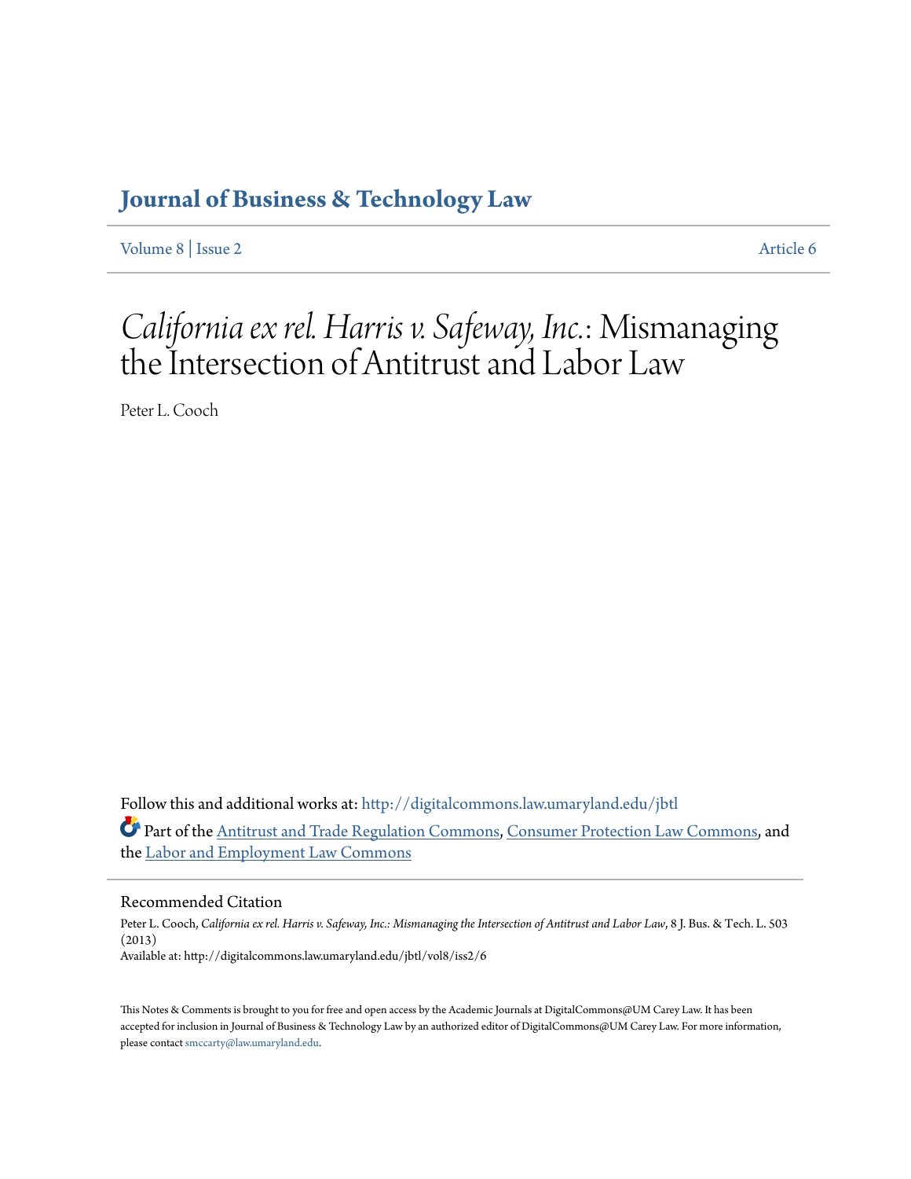# Journal of Business & Technology Law

Volume 8 | Issue 2 Article 6

# *California ex rel. Harris v. Safeway, Inc.*: Mismanaging the Intersection of Antitrust and Labor Law

Peter L. Cooch

Follow this and additional works at: http://digitalcommons.law.umaryland.edu/jbtl

Part of the Antitrust and Trade Regulation Commons, Consumer Protection Law Commons, and the Labor and Employment Law Commons

## Recommended Citation

Peter L. Cooch, *California ex rel. Harris v. Safeway, Inc.: Mismanaging the Intersection of Antitrust and Labor Law*, 8 J. Bus. & Tech. L. 503 (2013)
Available at: http://digitalcommons.law.umaryland.edu/jbtl/vol8/iss2/6

This Notes & Comments is brought to you for free and open access by the Academic Journals at DigitalCommons@UM Carey Law. It has been accepted for inclusion in Journal of Business & Technology Law by an authorized editor of DigitalCommons@UM Carey Law. For more information, please contact smccarty@law.umaryland.edu.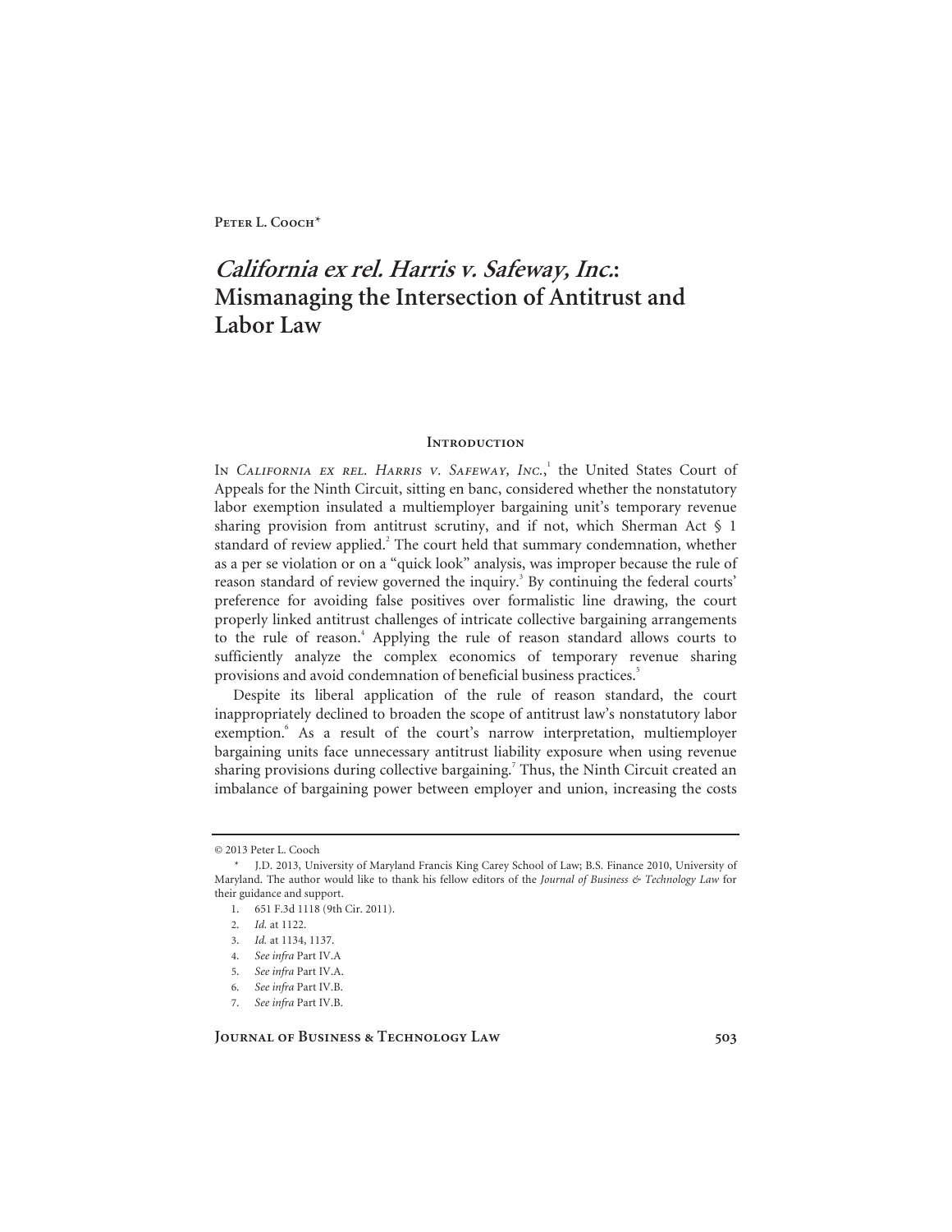**Peter L. Cooch***

# *California ex rel. Harris v. Safeway, Inc.*: Mismanaging the Intersection of Antitrust and Labor Law

## Introduction

In *California ex rel. Harris v. Safeway, Inc.*,[1] the United States Court of Appeals for the Ninth Circuit, sitting en banc, considered whether the nonstatutory labor exemption insulated a multiemployer bargaining unit's temporary revenue sharing provision from antitrust scrutiny, and if not, which Sherman Act § 1 standard of review applied.[2] The court held that summary condemnation, whether as a per se violation or on a "quick look" analysis, was improper because the rule of reason standard of review governed the inquiry.[3] By continuing the federal courts' preference for avoiding false positives over formalistic line drawing, the court properly linked antitrust challenges of intricate collective bargaining arrangements to the rule of reason.[4] Applying the rule of reason standard allows courts to sufficiently analyze the complex economics of temporary revenue sharing provisions and avoid condemnation of beneficial business practices.[5]

Despite its liberal application of the rule of reason standard, the court inappropriately declined to broaden the scope of antitrust law's nonstatutory labor exemption.[6] As a result of the court's narrow interpretation, multiemployer bargaining units face unnecessary antitrust liability exposure when using revenue sharing provisions during collective bargaining.[7] Thus, the Ninth Circuit created an imbalance of bargaining power between employer and union, increasing the costs

---

© 2013 Peter L. Cooch

\* J.D. 2013, University of Maryland Francis King Carey School of Law; B.S. Finance 2010, University of Maryland. The author would like to thank his fellow editors of the *Journal of Business & Technology Law* for their guidance and support.

1. 651 F.3d 1118 (9th Cir. 2011).
2. *Id.* at 1122.
3. *Id.* at 1134, 1137.
4. *See infra* Part IV.A
5. *See infra* Part IV.A.
6. *See infra* Part IV.B.
7. *See infra* Part IV.B.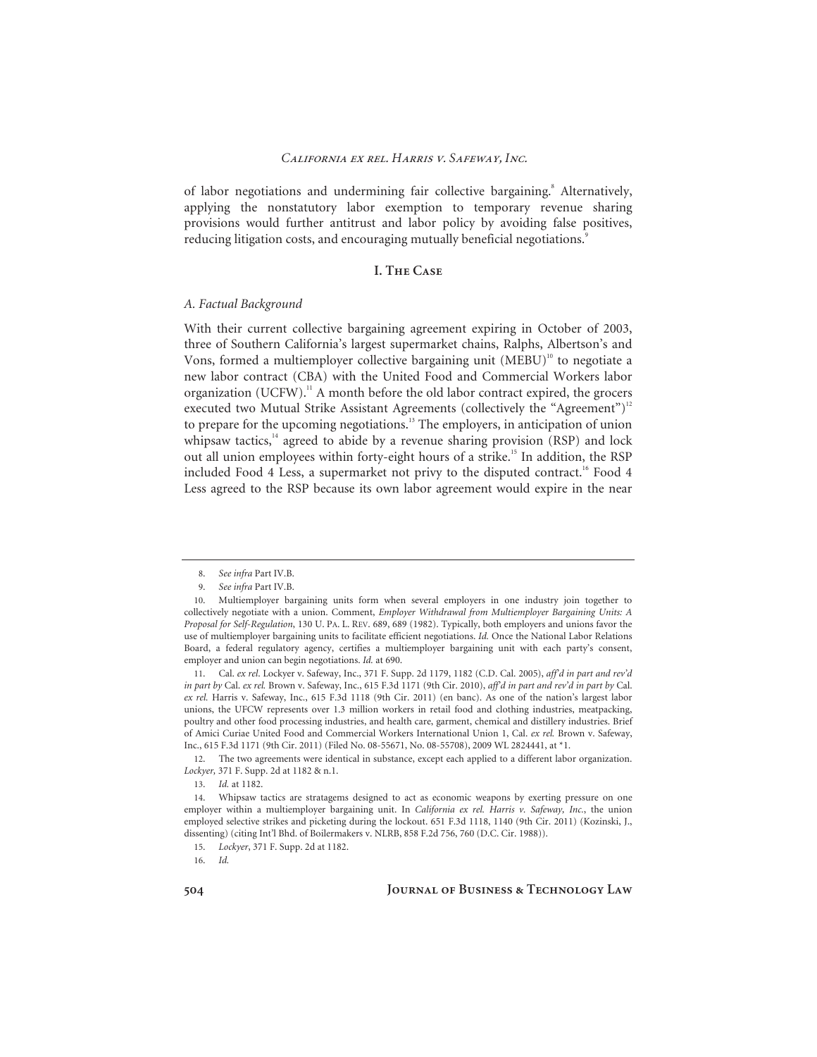of labor negotiations and undermining fair collective bargaining.[8] Alternatively, applying the nonstatutory labor exemption to temporary revenue sharing provisions would further antitrust and labor policy by avoiding false positives, reducing litigation costs, and encouraging mutually beneficial negotiations.[9]

## I. The Case

### *A. Factual Background*

With their current collective bargaining agreement expiring in October of 2003, three of Southern California's largest supermarket chains, Ralphs, Albertson's and Vons, formed a multiemployer collective bargaining unit (MEBU)[10] to negotiate a new labor contract (CBA) with the United Food and Commercial Workers labor organization (UCFW).[11] A month before the old labor contract expired, the grocers executed two Mutual Strike Assistant Agreements (collectively the "Agreement")[12] to prepare for the upcoming negotiations.[13] The employers, in anticipation of union whipsaw tactics,[14] agreed to abide by a revenue sharing provision (RSP) and lock out all union employees within forty-eight hours of a strike.[15] In addition, the RSP included Food 4 Less, a supermarket not privy to the disputed contract.[16] Food 4 Less agreed to the RSP because its own labor agreement would expire in the near

---

8. *See infra* Part IV.B.

9. *See infra* Part IV.B.

10. Multiemployer bargaining units form when several employers in one industry join together to collectively negotiate with a union. Comment, *Employer Withdrawal from Multiemployer Bargaining Units: A Proposal for Self-Regulation*, 130 U. PA. L. REV. 689, 689 (1982). Typically, both employers and unions favor the use of multiemployer bargaining units to facilitate efficient negotiations. *Id.* Once the National Labor Relations Board, a federal regulatory agency, certifies a multiemployer bargaining unit with each party's consent, employer and union can begin negotiations. *Id.* at 690.

11. Cal. *ex rel*. Lockyer v. Safeway, Inc., 371 F. Supp. 2d 1179, 1182 (C.D. Cal. 2005), *aff'd in part and rev'd in part by* Cal. *ex rel.* Brown v. Safeway, Inc., 615 F.3d 1171 (9th Cir. 2010), *aff'd in part and rev'd in part by* Cal. *ex rel.* Harris v. Safeway, Inc., 615 F.3d 1118 (9th Cir. 2011) (en banc). As one of the nation's largest labor unions, the UFCW represents over 1.3 million workers in retail food and clothing industries, meatpacking, poultry and other food processing industries, and health care, garment, chemical and distillery industries. Brief of Amici Curiae United Food and Commercial Workers International Union 1, Cal. *ex rel.* Brown v. Safeway, Inc., 615 F.3d 1171 (9th Cir. 2011) (Filed No. 08-55671, No. 08-55708), 2009 WL 2824441, at *1.

12. The two agreements were identical in substance, except each applied to a different labor organization. *Lockyer,* 371 F. Supp. 2d at 1182 & n.1.

13. *Id.* at 1182.

14. Whipsaw tactics are stratagems designed to act as economic weapons by exerting pressure on one employer within a multiemployer bargaining unit. In *California ex rel. Harris v. Safeway, Inc.*, the union employed selective strikes and picketing during the lockout. 651 F.3d 1118, 1140 (9th Cir. 2011) (Kozinski, J., dissenting) (citing Int'l Bhd. of Boilermakers v. NLRB, 858 F.2d 756, 760 (D.C. Cir. 1988)).

15. *Lockyer*, 371 F. Supp. 2d at 1182.

16. *Id.*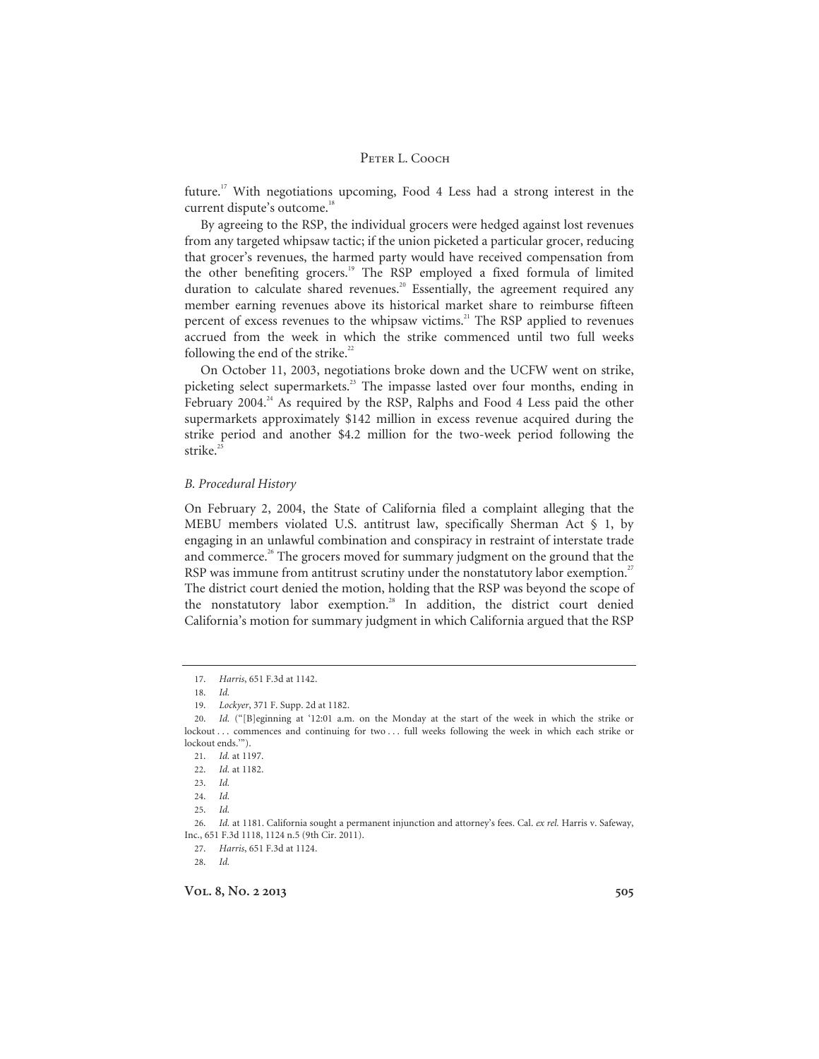future.[17] With negotiations upcoming, Food 4 Less had a strong interest in the current dispute's outcome.[18]

By agreeing to the RSP, the individual grocers were hedged against lost revenues from any targeted whipsaw tactic; if the union picketed a particular grocer, reducing that grocer's revenues, the harmed party would have received compensation from the other benefiting grocers.[19] The RSP employed a fixed formula of limited duration to calculate shared revenues.[20] Essentially, the agreement required any member earning revenues above its historical market share to reimburse fifteen percent of excess revenues to the whipsaw victims.[21] The RSP applied to revenues accrued from the week in which the strike commenced until two full weeks following the end of the strike.[22]

On October 11, 2003, negotiations broke down and the UCFW went on strike, picketing select supermarkets.[23] The impasse lasted over four months, ending in February 2004.[24] As required by the RSP, Ralphs and Food 4 Less paid the other supermarkets approximately $142 million in excess revenue acquired during the strike period and another $4.2 million for the two-week period following the strike.[25]

### *B. Procedural History*

On February 2, 2004, the State of California filed a complaint alleging that the MEBU members violated U.S. antitrust law, specifically Sherman Act § 1, by engaging in an unlawful combination and conspiracy in restraint of interstate trade and commerce.[26] The grocers moved for summary judgment on the ground that the RSP was immune from antitrust scrutiny under the nonstatutory labor exemption.[27] The district court denied the motion, holding that the RSP was beyond the scope of the nonstatutory labor exemption.[28] In addition, the district court denied California's motion for summary judgment in which California argued that the RSP

---

17. *Harris*, 651 F.3d at 1142.

18. *Id.*

19. *Lockyer*, 371 F. Supp. 2d at 1182.

20. *Id.* ("[B]eginning at '12:01 a.m. on the Monday at the start of the week in which the strike or lockout . . . commences and continuing for two . . . full weeks following the week in which each strike or lockout ends.'").

21. *Id.* at 1197.

22. *Id.* at 1182.

23. *Id.*

24. *Id.*

25. *Id.*

26. *Id.* at 1181. California sought a permanent injunction and attorney's fees. Cal. *ex rel.* Harris v. Safeway, Inc., 651 F.3d 1118, 1124 n.5 (9th Cir. 2011).

27. *Harris*, 651 F.3d at 1124.

28. *Id.*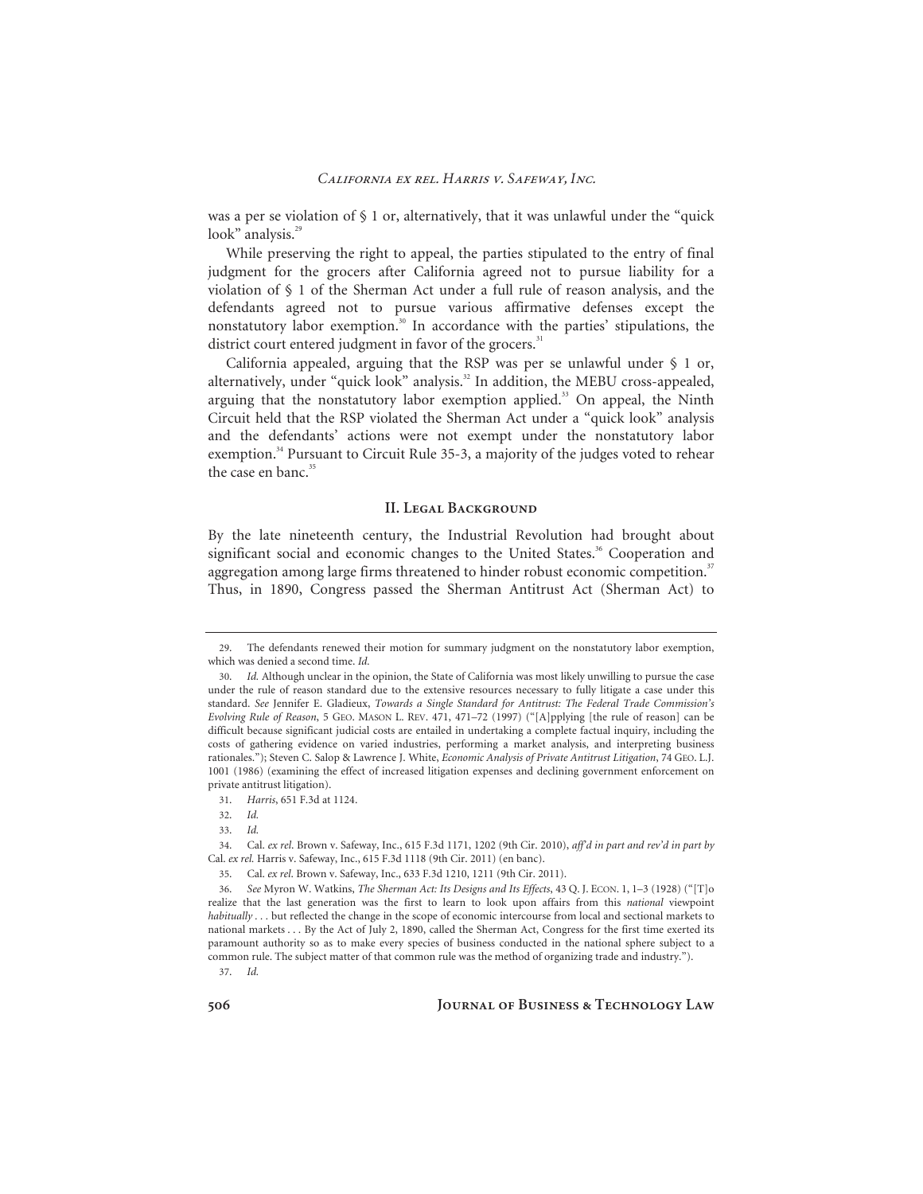was a per se violation of § 1 or, alternatively, that it was unlawful under the "quick look" analysis.[29]

While preserving the right to appeal, the parties stipulated to the entry of final judgment for the grocers after California agreed not to pursue liability for a violation of § 1 of the Sherman Act under a full rule of reason analysis, and the defendants agreed not to pursue various affirmative defenses except the nonstatutory labor exemption.[30] In accordance with the parties' stipulations, the district court entered judgment in favor of the grocers.[31]

California appealed, arguing that the RSP was per se unlawful under § 1 or, alternatively, under "quick look" analysis.[32] In addition, the MEBU cross-appealed, arguing that the nonstatutory labor exemption applied.[33] On appeal, the Ninth Circuit held that the RSP violated the Sherman Act under a "quick look" analysis and the defendants' actions were not exempt under the nonstatutory labor exemption.[34] Pursuant to Circuit Rule 35-3, a majority of the judges voted to rehear the case en banc.[35]

## II. Legal Background

By the late nineteenth century, the Industrial Revolution had brought about significant social and economic changes to the United States.[36] Cooperation and aggregation among large firms threatened to hinder robust economic competition.[37] Thus, in 1890, Congress passed the Sherman Antitrust Act (Sherman Act) to

---

29. The defendants renewed their motion for summary judgment on the nonstatutory labor exemption, which was denied a second time. *Id.*

30. *Id.* Although unclear in the opinion, the State of California was most likely unwilling to pursue the case under the rule of reason standard due to the extensive resources necessary to fully litigate a case under this standard. *See* Jennifer E. Gladieux, *Towards a Single Standard for Antitrust: The Federal Trade Commission's Evolving Rule of Reason*, 5 GEO. MASON L. REV. 471, 471–72 (1997) ("[A]pplying [the rule of reason] can be difficult because significant judicial costs are entailed in undertaking a complete factual inquiry, including the costs of gathering evidence on varied industries, performing a market analysis, and interpreting business rationales."); Steven C. Salop & Lawrence J. White, *Economic Analysis of Private Antitrust Litigation*, 74 GEO. L.J. 1001 (1986) (examining the effect of increased litigation expenses and declining government enforcement on private antitrust litigation).

31. *Harris*, 651 F.3d at 1124.

32. *Id.*

33. *Id.*

34. Cal. *ex rel.* Brown v. Safeway, Inc., 615 F.3d 1171, 1202 (9th Cir. 2010), *aff'd in part and rev'd in part by* Cal. *ex rel.* Harris v. Safeway, Inc., 615 F.3d 1118 (9th Cir. 2011) (en banc).

35. Cal. *ex rel.* Brown v. Safeway, Inc., 633 F.3d 1210, 1211 (9th Cir. 2011).

36. *See* Myron W. Watkins, *The Sherman Act: Its Designs and Its Effects*, 43 Q. J. ECON. 1, 1–3 (1928) ("[T]o realize that the last generation was the first to learn to look upon affairs from this *national* viewpoint *habitually* . . . but reflected the change in the scope of economic intercourse from local and sectional markets to national markets . . . By the Act of July 2, 1890, called the Sherman Act, Congress for the first time exerted its paramount authority so as to make every species of business conducted in the national sphere subject to a common rule. The subject matter of that common rule was the method of organizing trade and industry.").

37. *Id.*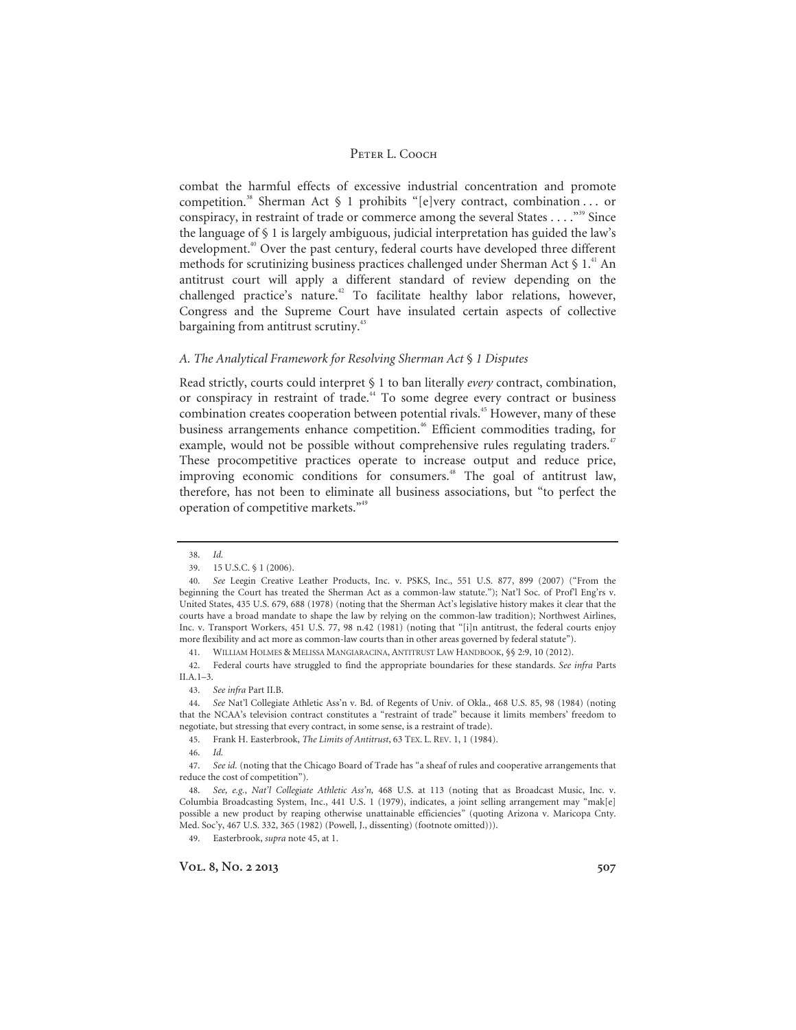combat the harmful effects of excessive industrial concentration and promote competition.[38] Sherman Act § 1 prohibits "[e]very contract, combination . . . or conspiracy, in restraint of trade or commerce among the several States . . . ."[39] Since the language of § 1 is largely ambiguous, judicial interpretation has guided the law's development.[40] Over the past century, federal courts have developed three different methods for scrutinizing business practices challenged under Sherman Act § 1.[41] An antitrust court will apply a different standard of review depending on the challenged practice's nature.[42] To facilitate healthy labor relations, however, Congress and the Supreme Court have insulated certain aspects of collective bargaining from antitrust scrutiny.[43]

### *A. The Analytical Framework for Resolving Sherman Act § 1 Disputes*

Read strictly, courts could interpret § 1 to ban literally *every* contract, combination, or conspiracy in restraint of trade.[44] To some degree every contract or business combination creates cooperation between potential rivals.[45] However, many of these business arrangements enhance competition.[46] Efficient commodities trading, for example, would not be possible without comprehensive rules regulating traders.[47] These procompetitive practices operate to increase output and reduce price, improving economic conditions for consumers.[48] The goal of antitrust law, therefore, has not been to eliminate all business associations, but "to perfect the operation of competitive markets."[49]

---

38. *Id.*

39. 15 U.S.C. § 1 (2006).

40. *See* Leegin Creative Leather Products, Inc. v. PSKS, Inc., 551 U.S. 877, 899 (2007) ("From the beginning the Court has treated the Sherman Act as a common-law statute."); Nat'l Soc. of Prof'l Eng'rs v. United States, 435 U.S. 679, 688 (1978) (noting that the Sherman Act's legislative history makes it clear that the courts have a broad mandate to shape the law by relying on the common-law tradition); Northwest Airlines, Inc. v. Transport Workers, 451 U.S. 77, 98 n.42 (1981) (noting that "[i]n antitrust, the federal courts enjoy more flexibility and act more as common-law courts than in other areas governed by federal statute").

41. WILLIAM HOLMES & MELISSA MANGIARACINA, ANTITRUST LAW HANDBOOK, §§ 2:9, 10 (2012).

42. Federal courts have struggled to find the appropriate boundaries for these standards. *See infra* Parts II.A.1–3.

43. *See infra* Part II.B.

44. *See* Nat'l Collegiate Athletic Ass'n v. Bd. of Regents of Univ. of Okla., 468 U.S. 85, 98 (1984) (noting that the NCAA's television contract constitutes a "restraint of trade" because it limits members' freedom to negotiate, but stressing that every contract, in some sense, is a restraint of trade).

45. Frank H. Easterbrook, *The Limits of Antitrust*, 63 TEX. L. REV. 1, 1 (1984).

46. *Id.*

47. *See id.* (noting that the Chicago Board of Trade has "a sheaf of rules and cooperative arrangements that reduce the cost of competition").

48. *See, e.g.*, *Nat'l Collegiate Athletic Ass'n,* 468 U.S. at 113 (noting that as Broadcast Music, Inc. v. Columbia Broadcasting System, Inc., 441 U.S. 1 (1979), indicates, a joint selling arrangement may "mak[e] possible a new product by reaping otherwise unattainable efficiencies" (quoting Arizona v. Maricopa Cnty. Med. Soc'y, 467 U.S. 332, 365 (1982) (Powell, J., dissenting) (footnote omitted))).

49. Easterbrook, *supra* note 45, at 1.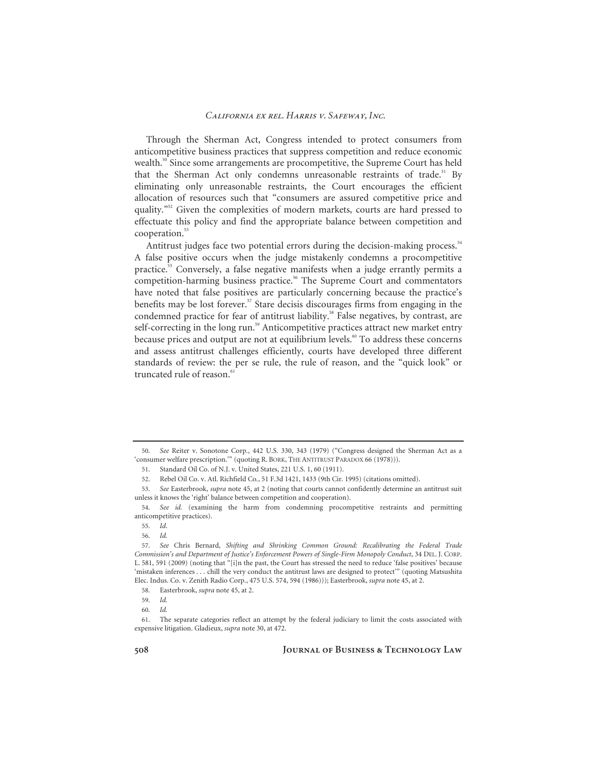Through the Sherman Act, Congress intended to protect consumers from anticompetitive business practices that suppress competition and reduce economic wealth.[50] Since some arrangements are procompetitive, the Supreme Court has held that the Sherman Act only condemns unreasonable restraints of trade.[51] By eliminating only unreasonable restraints, the Court encourages the efficient allocation of resources such that "consumers are assured competitive price and quality."[52] Given the complexities of modern markets, courts are hard pressed to effectuate this policy and find the appropriate balance between competition and cooperation.[53]

Antitrust judges face two potential errors during the decision-making process.[54] A false positive occurs when the judge mistakenly condemns a procompetitive practice.[55] Conversely, a false negative manifests when a judge errantly permits a competition-harming business practice.[56] The Supreme Court and commentators have noted that false positives are particularly concerning because the practice's benefits may be lost forever.[57] Stare decisis discourages firms from engaging in the condemned practice for fear of antitrust liability.[58] False negatives, by contrast, are self-correcting in the long run.[59] Anticompetitive practices attract new market entry because prices and output are not at equilibrium levels.[60] To address these concerns and assess antitrust challenges efficiently, courts have developed three different standards of review: the per se rule, the rule of reason, and the "quick look" or truncated rule of reason.[61]

---

50. *See* Reiter v. Sonotone Corp., 442 U.S. 330, 343 (1979) ("Congress designed the Sherman Act as a 'consumer welfare prescription.'" (quoting R. BORK, THE ANTITRUST PARADOX 66 (1978))).

51. Standard Oil Co. of N.J. v. United States, 221 U.S. 1, 60 (1911).

52. Rebel Oil Co. v. Atl. Richfield Co., 51 F.3d 1421, 1433 (9th Cir. 1995) (citations omitted).

53. *See* Easterbrook, *supra* note 45, at 2 (noting that courts cannot confidently determine an antitrust suit unless it knows the 'right' balance between competition and cooperation).

54. *See id.* (examining the harm from condemning procompetitive restraints and permitting anticompetitive practices).

55. *Id.*

56. *Id.*

57. *See* Chris Bernard, *Shifting and Shrinking Common Ground: Recalibrating the Federal Trade Commission's and Department of Justice's Enforcement Powers of Single-Firm Monopoly Conduct*, 34 DEL. J. CORP. L. 581, 591 (2009) (noting that "[i]n the past, the Court has stressed the need to reduce 'false positives' because 'mistaken inferences . . . chill the very conduct the antitrust laws are designed to protect'" (quoting Matsushita Elec. Indus. Co. v. Zenith Radio Corp., 475 U.S. 574, 594 (1986))); Easterbrook, *supra* note 45, at 2.

58. Easterbrook, *supra* note 45, at 2.

59. *Id.*

60. *Id.*

61. The separate categories reflect an attempt by the federal judiciary to limit the costs associated with expensive litigation. Gladieux, *supra* note 30, at 472.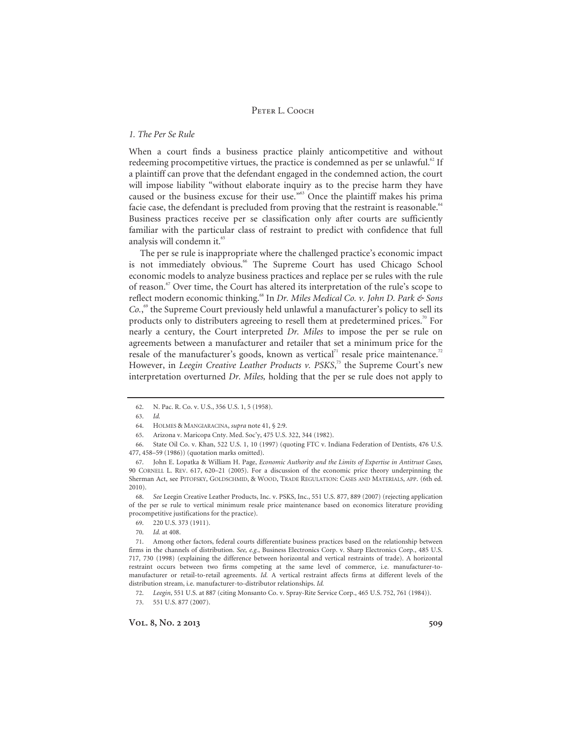### *1. The Per Se Rule*

When a court finds a business practice plainly anticompetitive and without redeeming procompetitive virtues, the practice is condemned as per se unlawful.[62] If a plaintiff can prove that the defendant engaged in the condemned action, the court will impose liability "without elaborate inquiry as to the precise harm they have caused or the business excuse for their use."[63] Once the plaintiff makes his prima facie case, the defendant is precluded from proving that the restraint is reasonable.[64] Business practices receive per se classification only after courts are sufficiently familiar with the particular class of restraint to predict with confidence that full analysis will condemn it.[65]

The per se rule is inappropriate where the challenged practice's economic impact is not immediately obvious.[66] The Supreme Court has used Chicago School economic models to analyze business practices and replace per se rules with the rule of reason.[67] Over time, the Court has altered its interpretation of the rule's scope to reflect modern economic thinking.[68] In *Dr. Miles Medical Co. v. John D. Park & Sons Co.*,[69] the Supreme Court previously held unlawful a manufacturer's policy to sell its products only to distributors agreeing to resell them at predetermined prices.[70] For nearly a century, the Court interpreted *Dr. Miles* to impose the per se rule on agreements between a manufacturer and retailer that set a minimum price for the resale of the manufacturer's goods, known as vertical[71] resale price maintenance.[72] However, in *Leegin Creative Leather Products v. PSKS*,[73] the Supreme Court's new interpretation overturned *Dr. Miles,* holding that the per se rule does not apply to

---

62. N. Pac. R. Co. v. U.S., 356 U.S. 1, 5 (1958).

63. *Id.*

64. HOLMES & MANGIARACINA, *supra* note 41, § 2:9.

65. Arizona v. Maricopa Cnty. Med. Soc'y, 475 U.S. 322, 344 (1982).

66. State Oil Co. v. Khan, 522 U.S. 1, 10 (1997) (quoting FTC v. Indiana Federation of Dentists, 476 U.S. 477, 458–59 (1986)) (quotation marks omitted).

67. John E. Lopatka & William H. Page, *Economic Authority and the Limits of Expertise in Antitrust Cases,* 90 CORNELL L. REV. 617, 620–21 (2005). For a discussion of the economic price theory underpinning the Sherman Act, see PITOFSKY, GOLDSCHMID, & WOOD, TRADE REGULATION: CASES AND MATERIALS, APP. (6th ed. 2010).

68. *See* Leegin Creative Leather Products, Inc. v. PSKS, Inc., 551 U.S. 877, 889 (2007) (rejecting application of the per se rule to vertical minimum resale price maintenance based on economics literature providing procompetitive justifications for the practice).

69. 220 U.S. 373 (1911).

70. *Id.* at 408.

71. Among other factors, federal courts differentiate business practices based on the relationship between firms in the channels of distribution. *See, e.g.*, Business Electronics Corp. v. Sharp Electronics Corp., 485 U.S. 717, 730 (1998) (explaining the difference between horizontal and vertical restraints of trade). A horizontal restraint occurs between two firms competing at the same level of commerce, i.e. manufacturer-to-manufacturer or retail-to-retail agreements. *Id.* A vertical restraint affects firms at different levels of the distribution stream, i.e. manufacturer-to-distributor relationships. *Id.*

72. *Leegin*, 551 U.S. at 887 (citing Monsanto Co. v. Spray-Rite Service Corp., 465 U.S. 752, 761 (1984)).

73. 551 U.S. 877 (2007).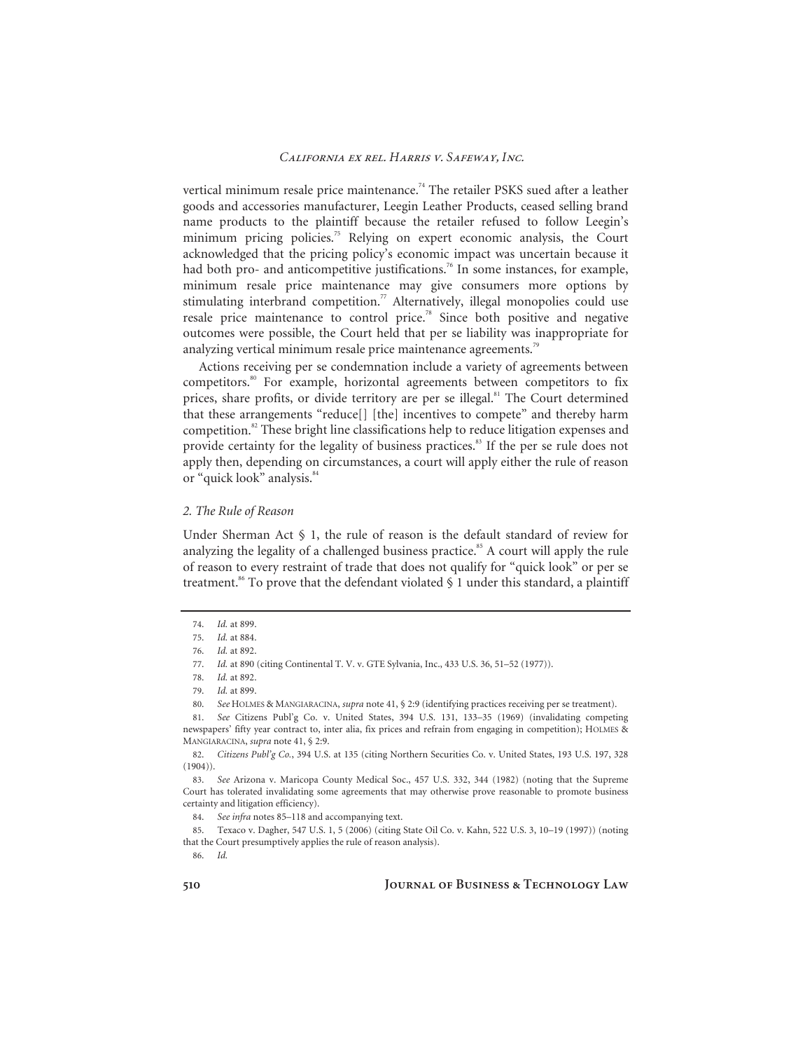vertical minimum resale price maintenance.[74] The retailer PSKS sued after a leather goods and accessories manufacturer, Leegin Leather Products, ceased selling brand name products to the plaintiff because the retailer refused to follow Leegin's minimum pricing policies.[75] Relying on expert economic analysis, the Court acknowledged that the pricing policy's economic impact was uncertain because it had both pro- and anticompetitive justifications.[76] In some instances, for example, minimum resale price maintenance may give consumers more options by stimulating interbrand competition.[77] Alternatively, illegal monopolies could use resale price maintenance to control price.[78] Since both positive and negative outcomes were possible, the Court held that per se liability was inappropriate for analyzing vertical minimum resale price maintenance agreements.[79]

Actions receiving per se condemnation include a variety of agreements between competitors.[80] For example, horizontal agreements between competitors to fix prices, share profits, or divide territory are per se illegal.[81] The Court determined that these arrangements "reduce[] [the] incentives to compete" and thereby harm competition.[82] These bright line classifications help to reduce litigation expenses and provide certainty for the legality of business practices.[83] If the per se rule does not apply then, depending on circumstances, a court will apply either the rule of reason or "quick look" analysis.[84]

### *2. The Rule of Reason*

Under Sherman Act § 1, the rule of reason is the default standard of review for analyzing the legality of a challenged business practice.[85] A court will apply the rule of reason to every restraint of trade that does not qualify for "quick look" or per se treatment.[86] To prove that the defendant violated § 1 under this standard, a plaintiff

---

74. *Id.* at 899.

75. *Id.* at 884.

76. *Id.* at 892.

77. *Id.* at 890 (citing Continental T. V. v. GTE Sylvania, Inc., 433 U.S. 36, 51–52 (1977)).

78. *Id.* at 892.

79. *Id.* at 899.

80. *See* HOLMES & MANGIARACINA, *supra* note 41, § 2:9 (identifying practices receiving per se treatment).

81. *See* Citizens Publ'g Co. v. United States, 394 U.S. 131, 133–35 (1969) (invalidating competing newspapers' fifty year contract to, inter alia, fix prices and refrain from engaging in competition); HOLMES & MANGIARACINA, *supra* note 41, § 2:9.

82. *Citizens Publ'g Co.*, 394 U.S. at 135 (citing Northern Securities Co. v. United States, 193 U.S. 197, 328 (1904)).

83. *See* Arizona v. Maricopa County Medical Soc., 457 U.S. 332, 344 (1982) (noting that the Supreme Court has tolerated invalidating some agreements that may otherwise prove reasonable to promote business certainty and litigation efficiency).

84. *See infra* notes 85–118 and accompanying text.

85. Texaco v. Dagher, 547 U.S. 1, 5 (2006) (citing State Oil Co. v. Kahn, 522 U.S. 3, 10–19 (1997)) (noting that the Court presumptively applies the rule of reason analysis).

86. *Id.*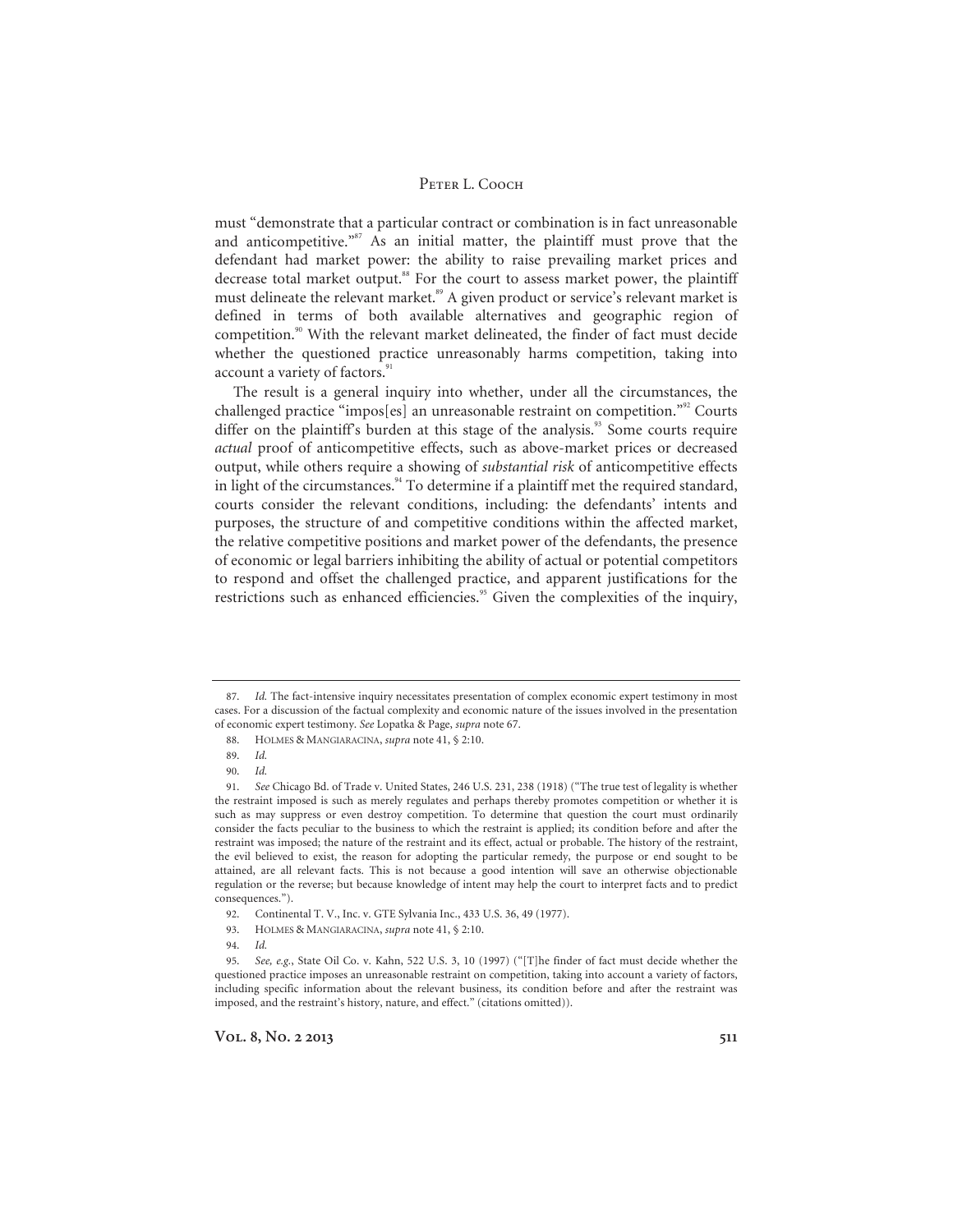must "demonstrate that a particular contract or combination is in fact unreasonable and anticompetitive."[87] As an initial matter, the plaintiff must prove that the defendant had market power: the ability to raise prevailing market prices and decrease total market output.[88] For the court to assess market power, the plaintiff must delineate the relevant market.[89] A given product or service's relevant market is defined in terms of both available alternatives and geographic region of competition.[90] With the relevant market delineated, the finder of fact must decide whether the questioned practice unreasonably harms competition, taking into account a variety of factors.[91]

The result is a general inquiry into whether, under all the circumstances, the challenged practice "impos[es] an unreasonable restraint on competition."[92] Courts differ on the plaintiff's burden at this stage of the analysis.[93] Some courts require *actual* proof of anticompetitive effects, such as above-market prices or decreased output, while others require a showing of *substantial risk* of anticompetitive effects in light of the circumstances.[94] To determine if a plaintiff met the required standard, courts consider the relevant conditions, including: the defendants' intents and purposes, the structure of and competitive conditions within the affected market, the relative competitive positions and market power of the defendants, the presence of economic or legal barriers inhibiting the ability of actual or potential competitors to respond and offset the challenged practice, and apparent justifications for the restrictions such as enhanced efficiencies.[95] Given the complexities of the inquiry,

---

87. *Id.* The fact-intensive inquiry necessitates presentation of complex economic expert testimony in most cases. For a discussion of the factual complexity and economic nature of the issues involved in the presentation of economic expert testimony. *See* Lopatka & Page, *supra* note 67.

88. HOLMES & MANGIARACINA, *supra* note 41, § 2:10.

89. *Id.*

90. *Id.*

91. *See* Chicago Bd. of Trade v. United States, 246 U.S. 231, 238 (1918) ("The true test of legality is whether the restraint imposed is such as merely regulates and perhaps thereby promotes competition or whether it is such as may suppress or even destroy competition. To determine that question the court must ordinarily consider the facts peculiar to the business to which the restraint is applied; its condition before and after the restraint was imposed; the nature of the restraint and its effect, actual or probable. The history of the restraint, the evil believed to exist, the reason for adopting the particular remedy, the purpose or end sought to be attained, are all relevant facts. This is not because a good intention will save an otherwise objectionable regulation or the reverse; but because knowledge of intent may help the court to interpret facts and to predict consequences.").

92. Continental T. V., Inc. v. GTE Sylvania Inc., 433 U.S. 36, 49 (1977).

93. HOLMES & MANGIARACINA, *supra* note 41, § 2:10.

94. *Id.*

95. *See, e.g.*, State Oil Co. v. Kahn, 522 U.S. 3, 10 (1997) ("[T]he finder of fact must decide whether the questioned practice imposes an unreasonable restraint on competition, taking into account a variety of factors, including specific information about the relevant business, its condition before and after the restraint was imposed, and the restraint's history, nature, and effect." (citations omitted)).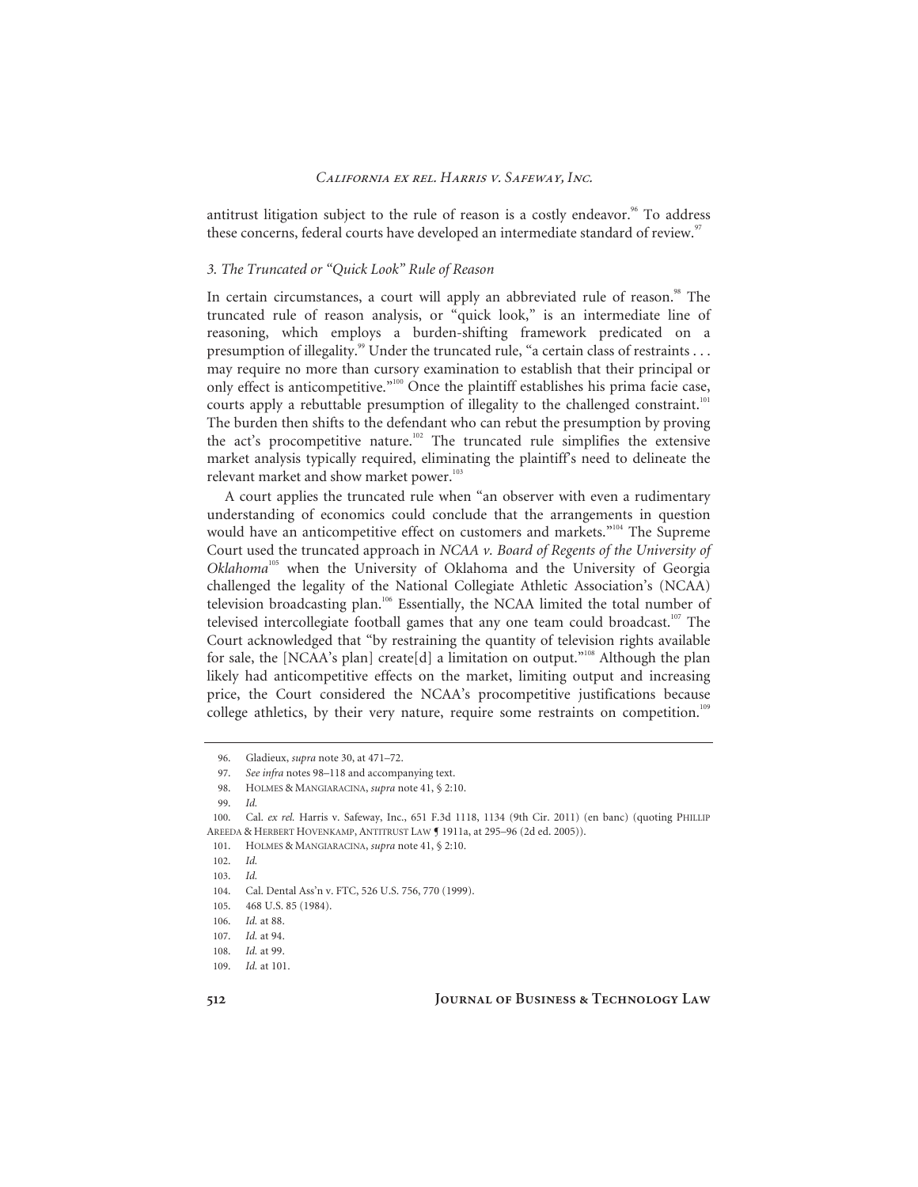antitrust litigation subject to the rule of reason is a costly endeavor.[96] To address these concerns, federal courts have developed an intermediate standard of review.[97]

### *3. The Truncated or "Quick Look" Rule of Reason*

In certain circumstances, a court will apply an abbreviated rule of reason.[98] The truncated rule of reason analysis, or "quick look," is an intermediate line of reasoning, which employs a burden-shifting framework predicated on a presumption of illegality.[99] Under the truncated rule, "a certain class of restraints . . . may require no more than cursory examination to establish that their principal or only effect is anticompetitive."[100] Once the plaintiff establishes his prima facie case, courts apply a rebuttable presumption of illegality to the challenged constraint.[101] The burden then shifts to the defendant who can rebut the presumption by proving the act's procompetitive nature.[102] The truncated rule simplifies the extensive market analysis typically required, eliminating the plaintiff's need to delineate the relevant market and show market power.[103]

A court applies the truncated rule when "an observer with even a rudimentary understanding of economics could conclude that the arrangements in question would have an anticompetitive effect on customers and markets."[104] The Supreme Court used the truncated approach in *NCAA v. Board of Regents of the University of Oklahoma*[105] when the University of Oklahoma and the University of Georgia challenged the legality of the National Collegiate Athletic Association's (NCAA) television broadcasting plan.[106] Essentially, the NCAA limited the total number of televised intercollegiate football games that any one team could broadcast.[107] The Court acknowledged that "by restraining the quantity of television rights available for sale, the [NCAA's plan] create[d] a limitation on output."[108] Although the plan likely had anticompetitive effects on the market, limiting output and increasing price, the Court considered the NCAA's procompetitive justifications because college athletics, by their very nature, require some restraints on competition.[109]

---

96. Gladieux, *supra* note 30, at 471–72.

97. *See infra* notes 98–118 and accompanying text.

98. HOLMES & MANGIARACINA, *supra* note 41, § 2:10.

99. *Id.*

100. Cal. *ex rel.* Harris v. Safeway, Inc., 651 F.3d 1118, 1134 (9th Cir. 2011) (en banc) (quoting PHILLIP AREEDA & HERBERT HOVENKAMP, ANTITRUST LAW ¶ 1911a, at 295–96 (2d ed. 2005)).

101. HOLMES & MANGIARACINA, *supra* note 41, § 2:10.

102. *Id.*

103. *Id.*

104. Cal. Dental Ass'n v. FTC, 526 U.S. 756, 770 (1999).

105. 468 U.S. 85 (1984).

106. *Id.* at 88.

107. *Id.* at 94.

108. *Id.* at 99.

109. *Id.* at 101.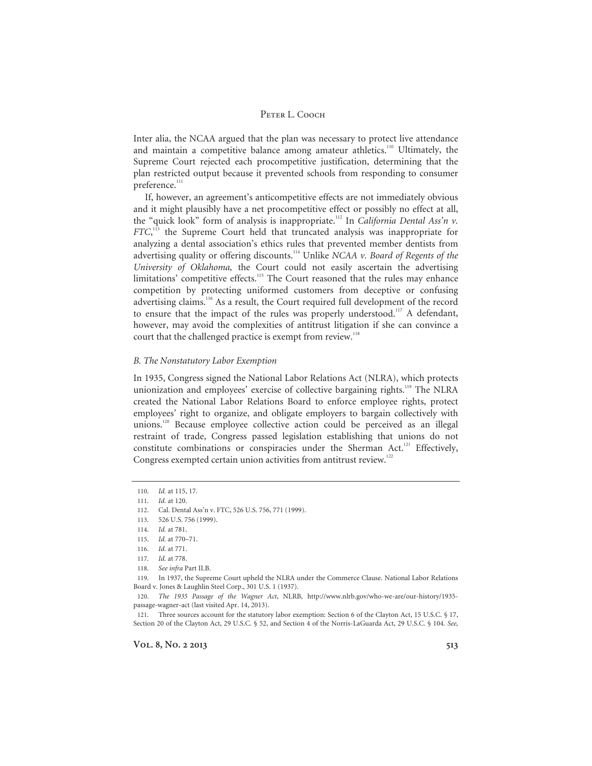Inter alia, the NCAA argued that the plan was necessary to protect live attendance and maintain a competitive balance among amateur athletics.[110] Ultimately, the Supreme Court rejected each procompetitive justification, determining that the plan restricted output because it prevented schools from responding to consumer preference.[111]

If, however, an agreement's anticompetitive effects are not immediately obvious and it might plausibly have a net procompetitive effect or possibly no effect at all, the "quick look" form of analysis is inappropriate.[112] In *California Dental Ass'n v. FTC*,[113] the Supreme Court held that truncated analysis was inappropriate for analyzing a dental association's ethics rules that prevented member dentists from advertising quality or offering discounts.[114] Unlike *NCAA v. Board of Regents of the University of Oklahoma,* the Court could not easily ascertain the advertising limitations' competitive effects.[115] The Court reasoned that the rules may enhance competition by protecting uniformed customers from deceptive or confusing advertising claims.[116] As a result, the Court required full development of the record to ensure that the impact of the rules was properly understood.[117] A defendant, however, may avoid the complexities of antitrust litigation if she can convince a court that the challenged practice is exempt from review.[118]

### *B. The Nonstatutory Labor Exemption*

In 1935, Congress signed the National Labor Relations Act (NLRA), which protects unionization and employees' exercise of collective bargaining rights.[119] The NLRA created the National Labor Relations Board to enforce employee rights, protect employees' right to organize, and obligate employers to bargain collectively with unions.[120] Because employee collective action could be perceived as an illegal restraint of trade, Congress passed legislation establishing that unions do not constitute combinations or conspiracies under the Sherman Act.[121] Effectively, Congress exempted certain union activities from antitrust review.[122]

---

110. *Id.* at 115, 17.

111. *Id.* at 120.

112. Cal. Dental Ass'n v. FTC, 526 U.S. 756, 771 (1999).

113. 526 U.S. 756 (1999).

114. *Id.* at 781.

115. *Id.* at 770–71.

116. *Id.* at 771.

117. *Id.* at 778.

118. *See infra* Part II.B.

119. In 1937, the Supreme Court upheld the NLRA under the Commerce Clause. National Labor Relations Board v. Jones & Laughlin Steel Corp., 301 U.S. 1 (1937).

120. *The 1935 Passage of the Wagner Act*, NLRB, http://www.nlrb.gov/who-we-are/our-history/1935-passage-wagner-act (last visited Apr. 14, 2013).

121. Three sources account for the statutory labor exemption: Section 6 of the Clayton Act, 15 U.S.C. § 17, Section 20 of the Clayton Act, 29 U.S.C. § 52, and Section 4 of the Norris-LaGuarda Act, 29 U.S.C. § 104. *See,*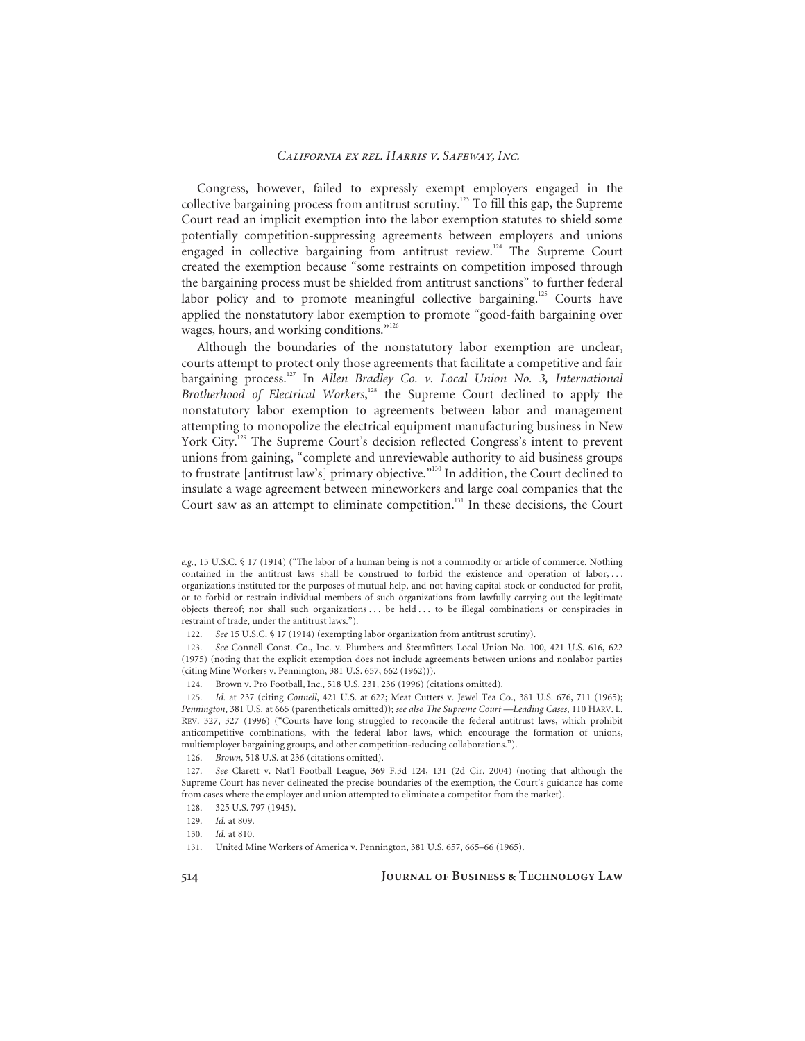Congress, however, failed to expressly exempt employers engaged in the collective bargaining process from antitrust scrutiny.[123] To fill this gap, the Supreme Court read an implicit exemption into the labor exemption statutes to shield some potentially competition-suppressing agreements between employers and unions engaged in collective bargaining from antitrust review.[124] The Supreme Court created the exemption because "some restraints on competition imposed through the bargaining process must be shielded from antitrust sanctions" to further federal labor policy and to promote meaningful collective bargaining.[125] Courts have applied the nonstatutory labor exemption to promote "good-faith bargaining over wages, hours, and working conditions."[126]

Although the boundaries of the nonstatutory labor exemption are unclear, courts attempt to protect only those agreements that facilitate a competitive and fair bargaining process.[127] In *Allen Bradley Co. v. Local Union No. 3, International Brotherhood of Electrical Workers*,[128] the Supreme Court declined to apply the nonstatutory labor exemption to agreements between labor and management attempting to monopolize the electrical equipment manufacturing business in New York City.[129] The Supreme Court's decision reflected Congress's intent to prevent unions from gaining, "complete and unreviewable authority to aid business groups to frustrate [antitrust law's] primary objective."[130] In addition, the Court declined to insulate a wage agreement between mineworkers and large coal companies that the Court saw as an attempt to eliminate competition.[131] In these decisions, the Court

---

*e.g.*, 15 U.S.C. § 17 (1914) ("The labor of a human being is not a commodity or article of commerce. Nothing contained in the antitrust laws shall be construed to forbid the existence and operation of labor, . . . organizations instituted for the purposes of mutual help, and not having capital stock or conducted for profit, or to forbid or restrain individual members of such organizations from lawfully carrying out the legitimate objects thereof; nor shall such organizations . . . be held . . . to be illegal combinations or conspiracies in restraint of trade, under the antitrust laws.").

122. *See* 15 U.S.C. § 17 (1914) (exempting labor organization from antitrust scrutiny).

123. *See* Connell Const. Co., Inc. v. Plumbers and Steamfitters Local Union No. 100, 421 U.S. 616, 622 (1975) (noting that the explicit exemption does not include agreements between unions and nonlabor parties (citing Mine Workers v. Pennington, 381 U.S. 657, 662 (1962))).

124. Brown v. Pro Football, Inc., 518 U.S. 231, 236 (1996) (citations omitted).

125. *Id.* at 237 (citing *Connell*, 421 U.S. at 622; Meat Cutters v. Jewel Tea Co., 381 U.S. 676, 711 (1965); *Pennington*, 381 U.S. at 665 (parentheticals omitted)); *see also The Supreme Court —Leading Cases*, 110 HARV. L. REV. 327, 327 (1996) ("Courts have long struggled to reconcile the federal antitrust laws, which prohibit anticompetitive combinations, with the federal labor laws, which encourage the formation of unions, multiemployer bargaining groups, and other competition-reducing collaborations.").

126. *Brown*, 518 U.S. at 236 (citations omitted).

127. *See* Clarett v. Nat'l Football League, 369 F.3d 124, 131 (2d Cir. 2004) (noting that although the Supreme Court has never delineated the precise boundaries of the exemption, the Court's guidance has come from cases where the employer and union attempted to eliminate a competitor from the market).

128. 325 U.S. 797 (1945).

129. *Id.* at 809.

130. *Id.* at 810.

131. United Mine Workers of America v. Pennington, 381 U.S. 657, 665–66 (1965).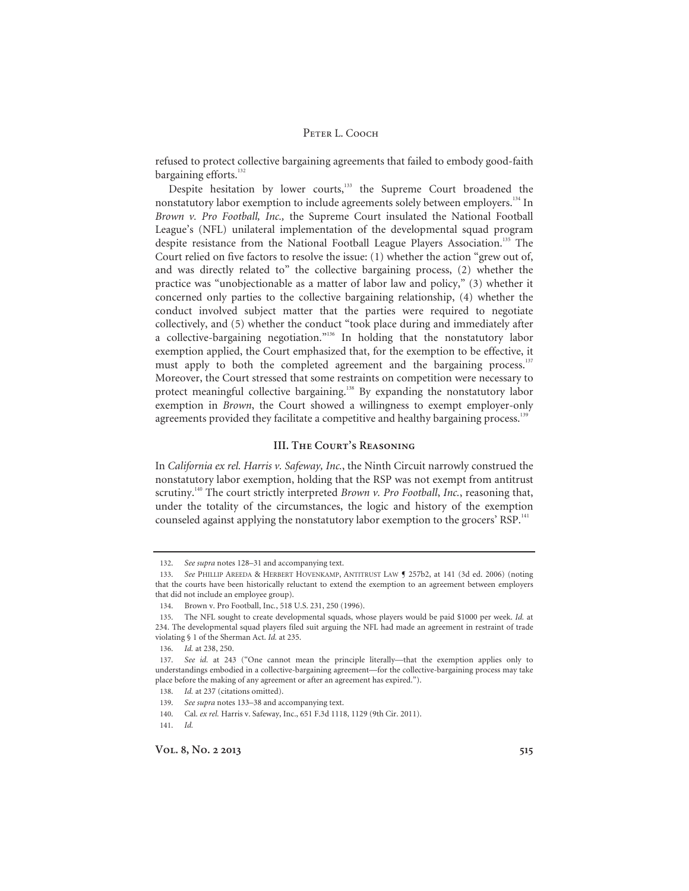refused to protect collective bargaining agreements that failed to embody good-faith bargaining efforts.[132]

Despite hesitation by lower courts,[133] the Supreme Court broadened the nonstatutory labor exemption to include agreements solely between employers.[134] In *Brown v. Pro Football, Inc.,* the Supreme Court insulated the National Football League's (NFL) unilateral implementation of the developmental squad program despite resistance from the National Football League Players Association.[135] The Court relied on five factors to resolve the issue: (1) whether the action "grew out of, and was directly related to" the collective bargaining process, (2) whether the practice was "unobjectionable as a matter of labor law and policy," (3) whether it concerned only parties to the collective bargaining relationship, (4) whether the conduct involved subject matter that the parties were required to negotiate collectively, and (5) whether the conduct "took place during and immediately after a collective-bargaining negotiation."[136] In holding that the nonstatutory labor exemption applied, the Court emphasized that, for the exemption to be effective, it must apply to both the completed agreement and the bargaining process.[137] Moreover, the Court stressed that some restraints on competition were necessary to protect meaningful collective bargaining.[138] By expanding the nonstatutory labor exemption in *Brown*, the Court showed a willingness to exempt employer-only agreements provided they facilitate a competitive and healthy bargaining process.[139]

## III. The Court's Reasoning

In *California ex rel. Harris v. Safeway, Inc.*, the Ninth Circuit narrowly construed the nonstatutory labor exemption, holding that the RSP was not exempt from antitrust scrutiny.[140] The court strictly interpreted *Brown v. Pro Football*, *Inc.*, reasoning that, under the totality of the circumstances, the logic and history of the exemption counseled against applying the nonstatutory labor exemption to the grocers' RSP.[141]

---

132. *See supra* notes 128–31 and accompanying text.

133. *See* PHILLIP AREEDA & HERBERT HOVENKAMP, ANTITRUST LAW ¶ 257b2, at 141 (3d ed. 2006) (noting that the courts have been historically reluctant to extend the exemption to an agreement between employers that did not include an employee group).

134. Brown v. Pro Football, Inc., 518 U.S. 231, 250 (1996).

135. The NFL sought to create developmental squads, whose players would be paid $1000 per week. *Id.* at 234. The developmental squad players filed suit arguing the NFL had made an agreement in restraint of trade violating § 1 of the Sherman Act. *Id.* at 235.

136. *Id.* at 238, 250.

137. *See id.* at 243 ("One cannot mean the principle literally—that the exemption applies only to understandings embodied in a collective-bargaining agreement—for the collective-bargaining process may take place before the making of any agreement or after an agreement has expired.").

138. *Id.* at 237 (citations omitted).

139. *See supra* notes 133–38 and accompanying text.

140. Cal. *ex rel.* Harris v. Safeway, Inc., 651 F.3d 1118, 1129 (9th Cir. 2011).

141. *Id.*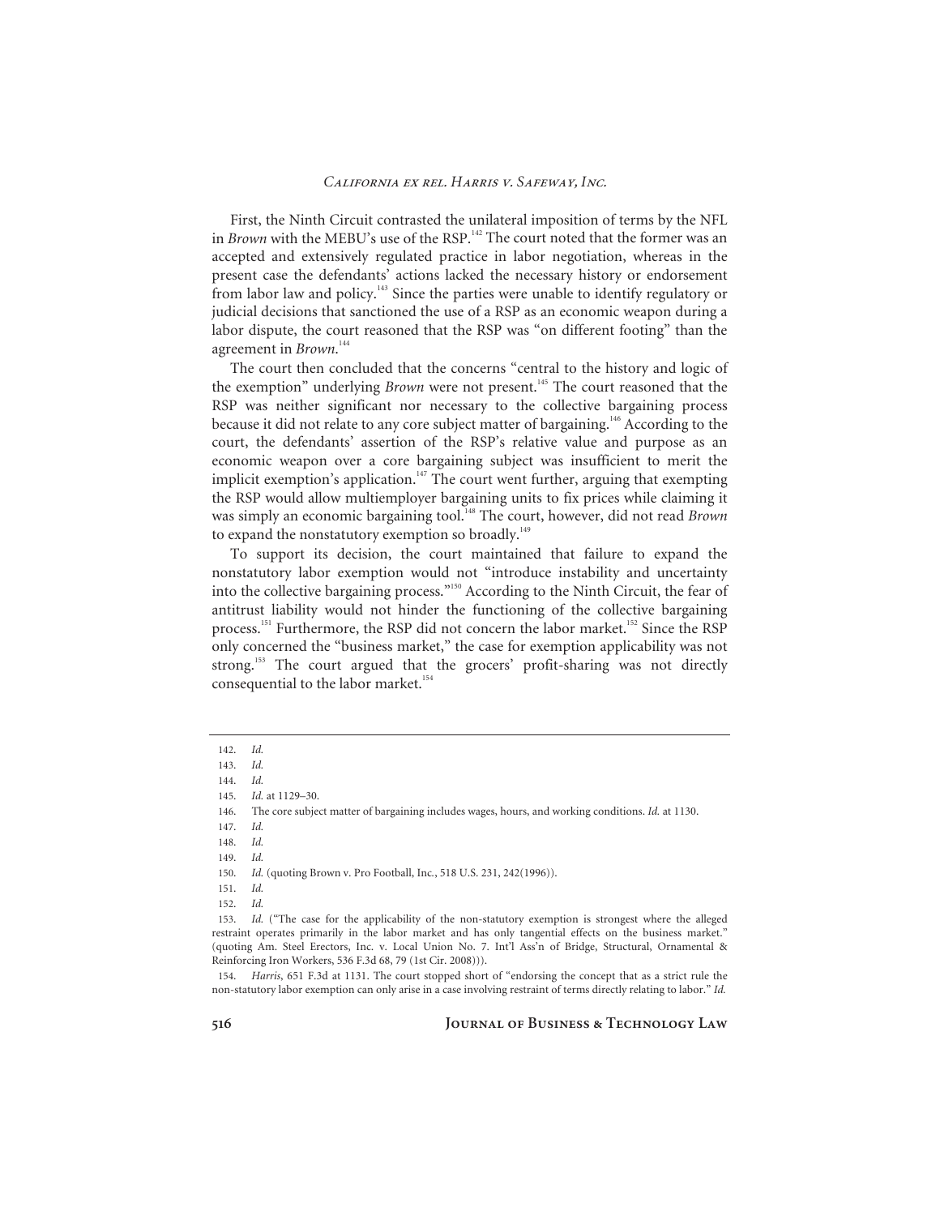First, the Ninth Circuit contrasted the unilateral imposition of terms by the NFL in *Brown* with the MEBU's use of the RSP.[142] The court noted that the former was an accepted and extensively regulated practice in labor negotiation, whereas in the present case the defendants' actions lacked the necessary history or endorsement from labor law and policy.[143] Since the parties were unable to identify regulatory or judicial decisions that sanctioned the use of a RSP as an economic weapon during a labor dispute, the court reasoned that the RSP was "on different footing" than the agreement in *Brown*.[144]

The court then concluded that the concerns "central to the history and logic of the exemption" underlying *Brown* were not present.[145] The court reasoned that the RSP was neither significant nor necessary to the collective bargaining process because it did not relate to any core subject matter of bargaining.[146] According to the court, the defendants' assertion of the RSP's relative value and purpose as an economic weapon over a core bargaining subject was insufficient to merit the implicit exemption's application.[147] The court went further, arguing that exempting the RSP would allow multiemployer bargaining units to fix prices while claiming it was simply an economic bargaining tool.[148] The court, however, did not read *Brown* to expand the nonstatutory exemption so broadly.[149]

To support its decision, the court maintained that failure to expand the nonstatutory labor exemption would not "introduce instability and uncertainty into the collective bargaining process."[150] According to the Ninth Circuit, the fear of antitrust liability would not hinder the functioning of the collective bargaining process.[151] Furthermore, the RSP did not concern the labor market.[152] Since the RSP only concerned the "business market," the case for exemption applicability was not strong.[153] The court argued that the grocers' profit-sharing was not directly consequential to the labor market.[154]

---

142. *Id.*

143. *Id.*

144. *Id.*

145. *Id.* at 1129–30.

146. The core subject matter of bargaining includes wages, hours, and working conditions. *Id.* at 1130.

147. *Id.*

148. *Id.*

149. *Id.*

150. *Id.* (quoting Brown v. Pro Football, Inc., 518 U.S. 231, 242(1996)).

151. *Id.*

152. *Id.*

153. *Id.* ("The case for the applicability of the non-statutory exemption is strongest where the alleged restraint operates primarily in the labor market and has only tangential effects on the business market." (quoting Am. Steel Erectors, Inc. v. Local Union No. 7. Int'l Ass'n of Bridge, Structural, Ornamental & Reinforcing Iron Workers, 536 F.3d 68, 79 (1st Cir. 2008))).

154. *Harris*, 651 F.3d at 1131. The court stopped short of "endorsing the concept that as a strict rule the non-statutory labor exemption can only arise in a case involving restraint of terms directly relating to labor." *Id.*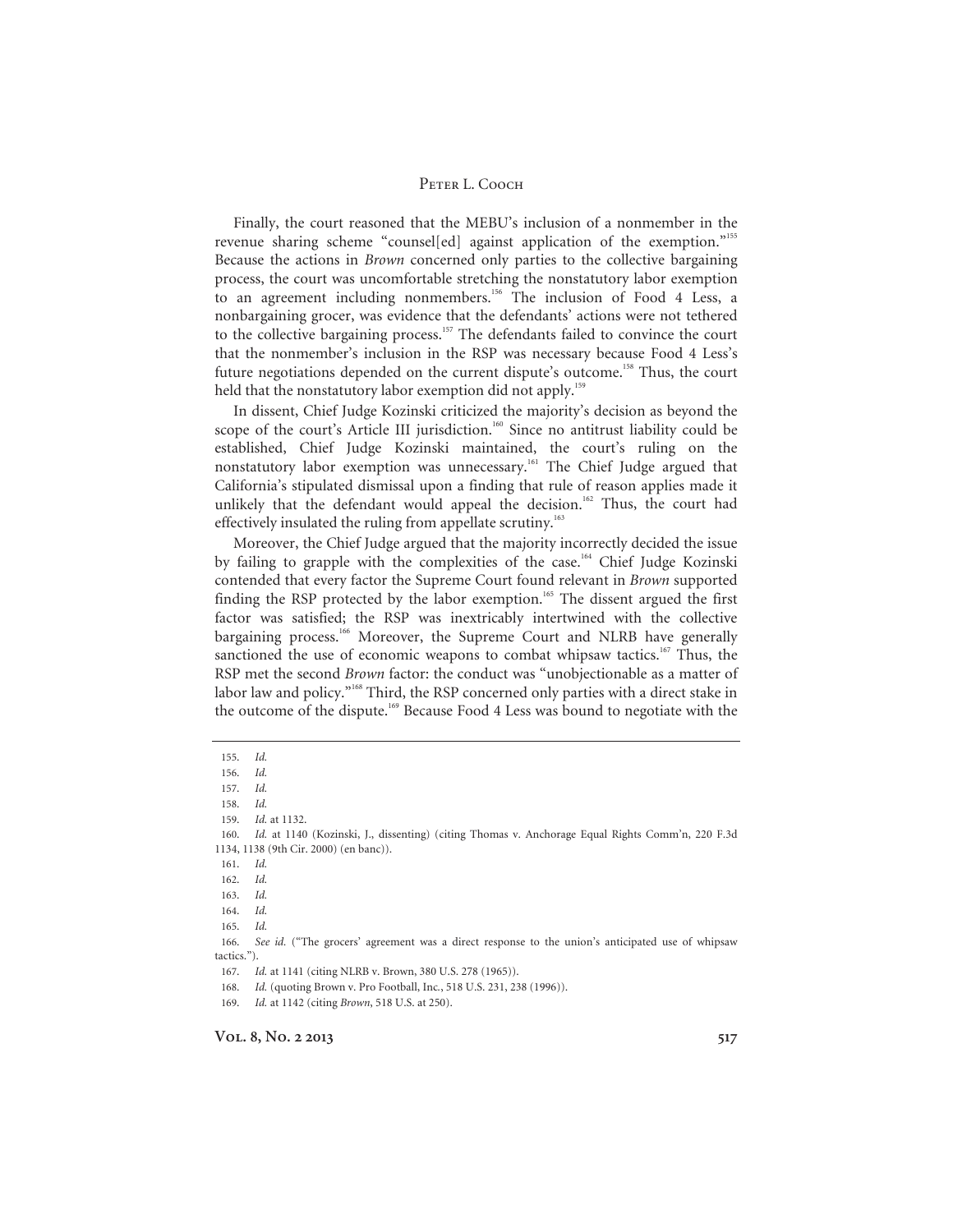Finally, the court reasoned that the MEBU's inclusion of a nonmember in the revenue sharing scheme "counsel[ed] against application of the exemption."[155] Because the actions in *Brown* concerned only parties to the collective bargaining process, the court was uncomfortable stretching the nonstatutory labor exemption to an agreement including nonmembers.[156] The inclusion of Food 4 Less, a nonbargaining grocer, was evidence that the defendants' actions were not tethered to the collective bargaining process.[157] The defendants failed to convince the court that the nonmember's inclusion in the RSP was necessary because Food 4 Less's future negotiations depended on the current dispute's outcome.[158] Thus, the court held that the nonstatutory labor exemption did not apply.[159]

In dissent, Chief Judge Kozinski criticized the majority's decision as beyond the scope of the court's Article III jurisdiction.[160] Since no antitrust liability could be established, Chief Judge Kozinski maintained, the court's ruling on the nonstatutory labor exemption was unnecessary.[161] The Chief Judge argued that California's stipulated dismissal upon a finding that rule of reason applies made it unlikely that the defendant would appeal the decision.[162] Thus, the court had effectively insulated the ruling from appellate scrutiny.[163]

Moreover, the Chief Judge argued that the majority incorrectly decided the issue by failing to grapple with the complexities of the case.[164] Chief Judge Kozinski contended that every factor the Supreme Court found relevant in *Brown* supported finding the RSP protected by the labor exemption.[165] The dissent argued the first factor was satisfied; the RSP was inextricably intertwined with the collective bargaining process.[166] Moreover, the Supreme Court and NLRB have generally sanctioned the use of economic weapons to combat whipsaw tactics.[167] Thus, the RSP met the second *Brown* factor: the conduct was "unobjectionable as a matter of labor law and policy."[168] Third, the RSP concerned only parties with a direct stake in the outcome of the dispute.[169] Because Food 4 Less was bound to negotiate with the

155. *Id.*
156. *Id.*
157. *Id.*
158. *Id.*
159. *Id.* at 1132.
160. *Id.* at 1140 (Kozinski, J., dissenting) (citing Thomas v. Anchorage Equal Rights Comm'n, 220 F.3d 1134, 1138 (9th Cir. 2000) (en banc)).
161. *Id.*
162. *Id.*
163. *Id.*
164. *Id.*
165. *Id.*
166. *See id.* ("The grocers' agreement was a direct response to the union's anticipated use of whipsaw tactics.").
167. *Id.* at 1141 (citing NLRB v. Brown, 380 U.S. 278 (1965)).
168. *Id.* (quoting Brown v. Pro Football, Inc., 518 U.S. 231, 238 (1996)).
169. *Id.* at 1142 (citing *Brown*, 518 U.S. at 250).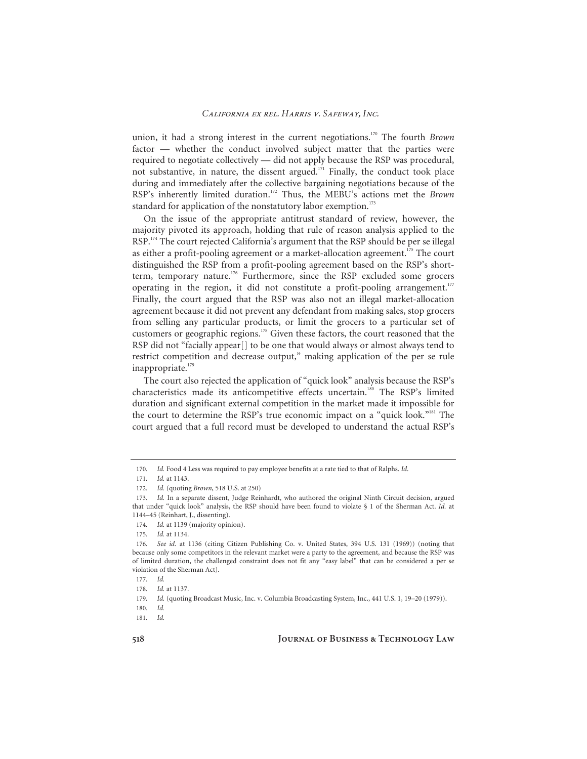union, it had a strong interest in the current negotiations.[170] The fourth *Brown* factor — whether the conduct involved subject matter that the parties were required to negotiate collectively — did not apply because the RSP was procedural, not substantive, in nature, the dissent argued.[171] Finally, the conduct took place during and immediately after the collective bargaining negotiations because of the RSP's inherently limited duration.[172] Thus, the MEBU's actions met the *Brown* standard for application of the nonstatutory labor exemption.[173]

On the issue of the appropriate antitrust standard of review, however, the majority pivoted its approach, holding that rule of reason analysis applied to the RSP.[174] The court rejected California's argument that the RSP should be per se illegal as either a profit-pooling agreement or a market-allocation agreement.[175] The court distinguished the RSP from a profit-pooling agreement based on the RSP's short-term, temporary nature.[176] Furthermore, since the RSP excluded some grocers operating in the region, it did not constitute a profit-pooling arrangement.[177] Finally, the court argued that the RSP was also not an illegal market-allocation agreement because it did not prevent any defendant from making sales, stop grocers from selling any particular products, or limit the grocers to a particular set of customers or geographic regions.[178] Given these factors, the court reasoned that the RSP did not "facially appear[] to be one that would always or almost always tend to restrict competition and decrease output," making application of the per se rule inappropriate.[179]

The court also rejected the application of "quick look" analysis because the RSP's characteristics made its anticompetitive effects uncertain.[180] The RSP's limited duration and significant external competition in the market made it impossible for the court to determine the RSP's true economic impact on a "quick look."[181] The court argued that a full record must be developed to understand the actual RSP's

---

170. *Id.* Food 4 Less was required to pay employee benefits at a rate tied to that of Ralphs. *Id.*

171. *Id.* at 1143.

172. *Id.* (quoting *Brown*, 518 U.S. at 250)

173. *Id.* In a separate dissent, Judge Reinhardt, who authored the original Ninth Circuit decision, argued that under "quick look" analysis, the RSP should have been found to violate § 1 of the Sherman Act. *Id.* at 1144–45 (Reinhart, J., dissenting).

174. *Id.* at 1139 (majority opinion).

175. *Id.* at 1134.

176. *See id.* at 1136 (citing Citizen Publishing Co. v. United States, 394 U.S. 131 (1969)) (noting that because only some competitors in the relevant market were a party to the agreement, and because the RSP was of limited duration, the challenged constraint does not fit any "easy label" that can be considered a per se violation of the Sherman Act).

177. *Id.*

178. *Id.* at 1137.

179. *Id.* (quoting Broadcast Music, Inc. v. Columbia Broadcasting System, Inc., 441 U.S. 1, 19–20 (1979)).

180. *Id.*

181. *Id.*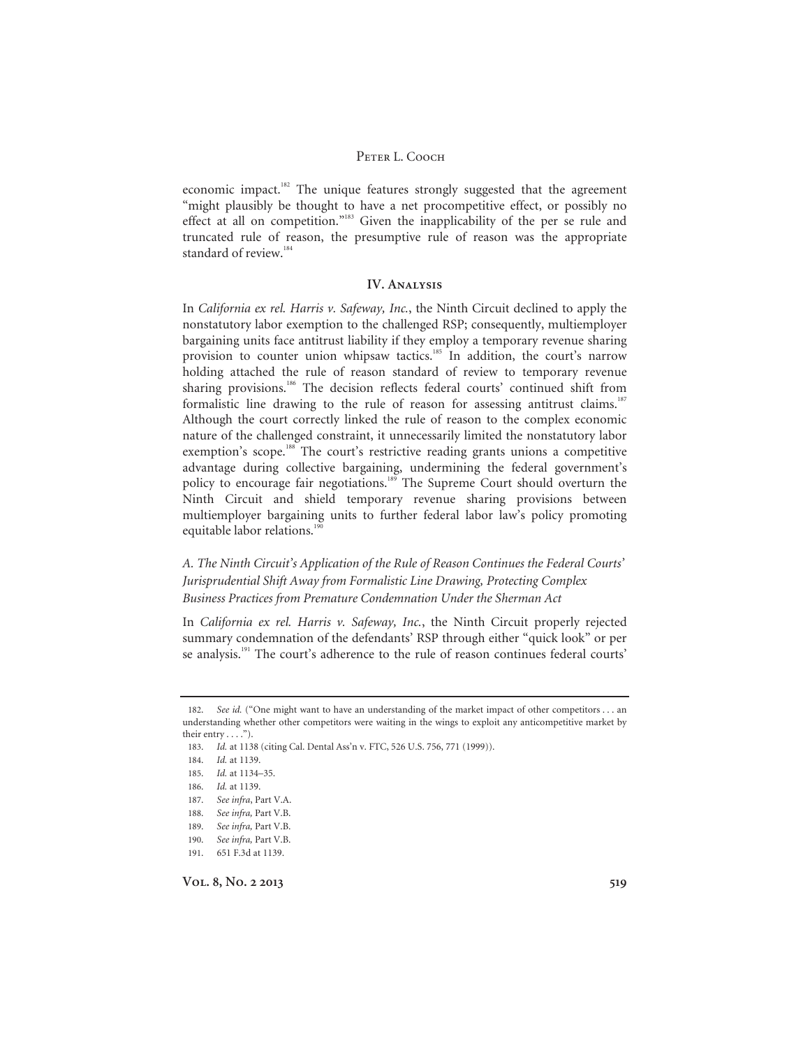economic impact.[182] The unique features strongly suggested that the agreement "might plausibly be thought to have a net procompetitive effect, or possibly no effect at all on competition."[183] Given the inapplicability of the per se rule and truncated rule of reason, the presumptive rule of reason was the appropriate standard of review.[184]

## IV. Analysis

In *California ex rel. Harris v. Safeway, Inc.*, the Ninth Circuit declined to apply the nonstatutory labor exemption to the challenged RSP; consequently, multiemployer bargaining units face antitrust liability if they employ a temporary revenue sharing provision to counter union whipsaw tactics.[185] In addition, the court's narrow holding attached the rule of reason standard of review to temporary revenue sharing provisions.[186] The decision reflects federal courts' continued shift from formalistic line drawing to the rule of reason for assessing antitrust claims.[187] Although the court correctly linked the rule of reason to the complex economic nature of the challenged constraint, it unnecessarily limited the nonstatutory labor exemption's scope.[188] The court's restrictive reading grants unions a competitive advantage during collective bargaining, undermining the federal government's policy to encourage fair negotiations.[189] The Supreme Court should overturn the Ninth Circuit and shield temporary revenue sharing provisions between multiemployer bargaining units to further federal labor law's policy promoting equitable labor relations.[190]

### *A. The Ninth Circuit's Application of the Rule of Reason Continues the Federal Courts' Jurisprudential Shift Away from Formalistic Line Drawing, Protecting Complex Business Practices from Premature Condemnation Under the Sherman Act*

In *California ex rel. Harris v. Safeway, Inc.*, the Ninth Circuit properly rejected summary condemnation of the defendants' RSP through either "quick look" or per se analysis.[191] The court's adherence to the rule of reason continues federal courts'

---

182. *See id.* ("One might want to have an understanding of the market impact of other competitors . . . an understanding whether other competitors were waiting in the wings to exploit any anticompetitive market by their entry . . . .").

183. *Id.* at 1138 (citing Cal. Dental Ass'n v. FTC, 526 U.S. 756, 771 (1999)).

184. *Id.* at 1139.

185. *Id.* at 1134–35.

186. *Id.* at 1139.

187. *See infra*, Part V.A.

188. *See infra,* Part V.B.

189. *See infra,* Part V.B.

190. *See infra,* Part V.B.

191. 651 F.3d at 1139.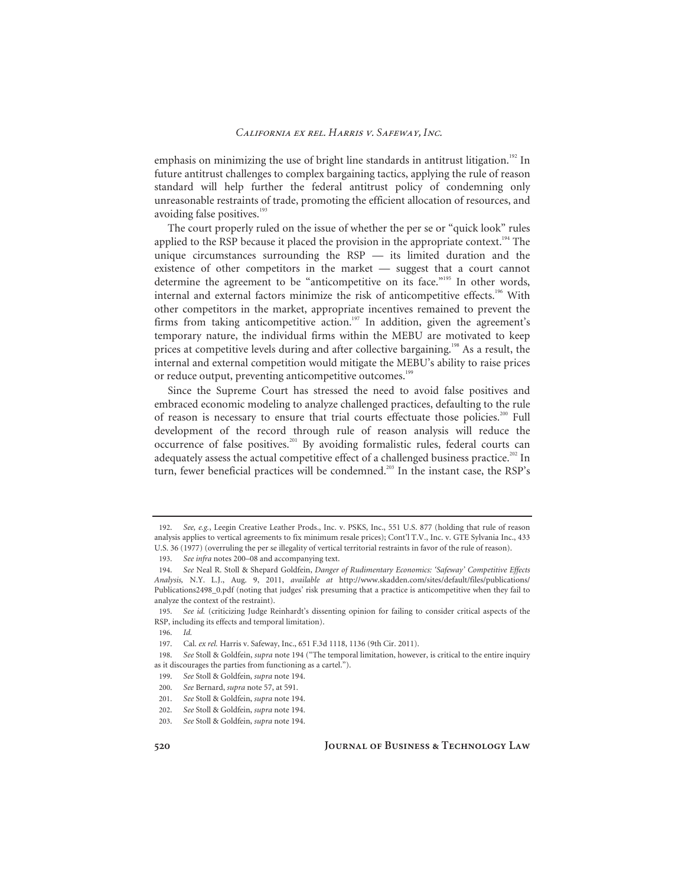emphasis on minimizing the use of bright line standards in antitrust litigation.[192] In future antitrust challenges to complex bargaining tactics, applying the rule of reason standard will help further the federal antitrust policy of condemning only unreasonable restraints of trade, promoting the efficient allocation of resources, and avoiding false positives.[193]

The court properly ruled on the issue of whether the per se or "quick look" rules applied to the RSP because it placed the provision in the appropriate context.[194] The unique circumstances surrounding the RSP — its limited duration and the existence of other competitors in the market — suggest that a court cannot determine the agreement to be "anticompetitive on its face."[195] In other words, internal and external factors minimize the risk of anticompetitive effects.[196] With other competitors in the market, appropriate incentives remained to prevent the firms from taking anticompetitive action.[197] In addition, given the agreement's temporary nature, the individual firms within the MEBU are motivated to keep prices at competitive levels during and after collective bargaining.[198] As a result, the internal and external competition would mitigate the MEBU's ability to raise prices or reduce output, preventing anticompetitive outcomes.[199]

Since the Supreme Court has stressed the need to avoid false positives and embraced economic modeling to analyze challenged practices, defaulting to the rule of reason is necessary to ensure that trial courts effectuate those policies.[200] Full development of the record through rule of reason analysis will reduce the occurrence of false positives.[201] By avoiding formalistic rules, federal courts can adequately assess the actual competitive effect of a challenged business practice.[202] In turn, fewer beneficial practices will be condemned.[203] In the instant case, the RSP's

---

192. *See, e.g.*, Leegin Creative Leather Prods., Inc. v. PSKS, Inc., 551 U.S. 877 (holding that rule of reason analysis applies to vertical agreements to fix minimum resale prices); Cont'l T.V., Inc. v. GTE Sylvania Inc., 433 U.S. 36 (1977) (overruling the per se illegality of vertical territorial restraints in favor of the rule of reason).

193. *See infra* notes 200–08 and accompanying text.

194. *See* Neal R. Stoll & Shepard Goldfein, *Danger of Rudimentary Economics: 'Safeway' Competitive Effects Analysis,* N.Y. L.J., Aug. 9, 2011, *available at* http://www.skadden.com/sites/default/files/publications/Publications2498_0.pdf (noting that judges' risk presuming that a practice is anticompetitive when they fail to analyze the context of the restraint).

195. *See id.* (criticizing Judge Reinhardt's dissenting opinion for failing to consider critical aspects of the RSP, including its effects and temporal limitation).

196. *Id.*

197. Cal. *ex rel.* Harris v. Safeway, Inc., 651 F.3d 1118, 1136 (9th Cir. 2011).

198. *See* Stoll & Goldfein, *supra* note 194 ("The temporal limitation, however, is critical to the entire inquiry as it discourages the parties from functioning as a cartel.").

199. *See* Stoll & Goldfein, *supra* note 194.

200. *See* Bernard, *supra* note 57, at 591.

201. *See* Stoll & Goldfein, *supra* note 194.

202. *See* Stoll & Goldfein, *supra* note 194.

203. *See* Stoll & Goldfein, *supra* note 194.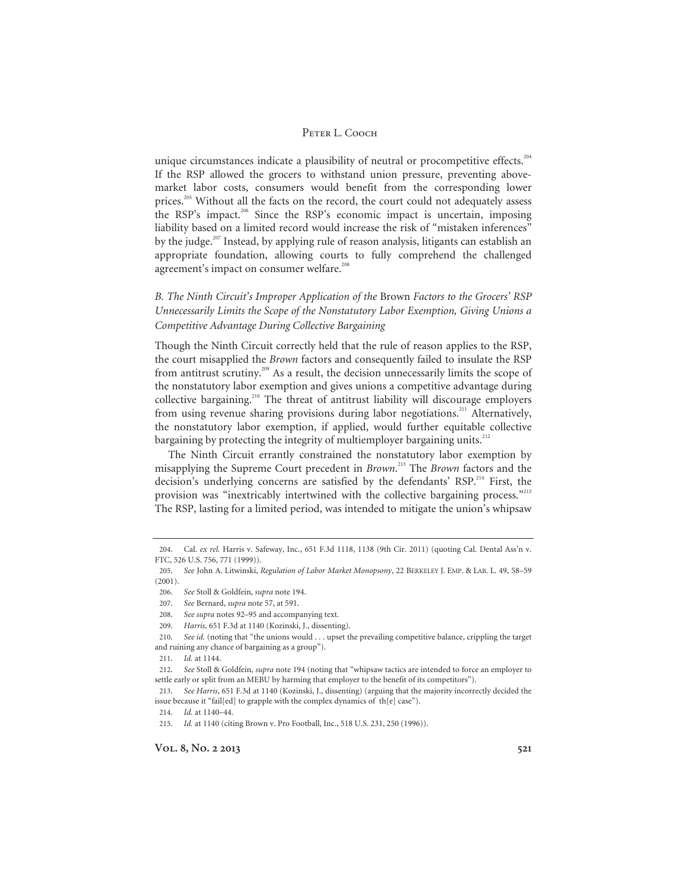unique circumstances indicate a plausibility of neutral or procompetitive effects.[204] If the RSP allowed the grocers to withstand union pressure, preventing above-market labor costs, consumers would benefit from the corresponding lower prices.[205] Without all the facts on the record, the court could not adequately assess the RSP's impact.[206] Since the RSP's economic impact is uncertain, imposing liability based on a limited record would increase the risk of "mistaken inferences" by the judge.[207] Instead, by applying rule of reason analysis, litigants can establish an appropriate foundation, allowing courts to fully comprehend the challenged agreement's impact on consumer welfare.[208]

### *B. The Ninth Circuit's Improper Application of the* Brown *Factors to the Grocers' RSP Unnecessarily Limits the Scope of the Nonstatutory Labor Exemption, Giving Unions a Competitive Advantage During Collective Bargaining*

Though the Ninth Circuit correctly held that the rule of reason applies to the RSP, the court misapplied the *Brown* factors and consequently failed to insulate the RSP from antitrust scrutiny.[209] As a result, the decision unnecessarily limits the scope of the nonstatutory labor exemption and gives unions a competitive advantage during collective bargaining.[210] The threat of antitrust liability will discourage employers from using revenue sharing provisions during labor negotiations.[211] Alternatively, the nonstatutory labor exemption, if applied, would further equitable collective bargaining by protecting the integrity of multiemployer bargaining units.[212]

The Ninth Circuit errantly constrained the nonstatutory labor exemption by misapplying the Supreme Court precedent in *Brown*.[213] The *Brown* factors and the decision's underlying concerns are satisfied by the defendants' RSP.[214] First, the provision was "inextricably intertwined with the collective bargaining process."[215] The RSP, lasting for a limited period, was intended to mitigate the union's whipsaw

---

204. Cal. *ex rel.* Harris v. Safeway, Inc., 651 F.3d 1118, 1138 (9th Cir. 2011) (quoting Cal. Dental Ass'n v. FTC, 526 U.S. 756, 771 (1999)).

205. *See* John A. Litwinski, *Regulation of Labor Market Monopsony*, 22 BERKELEY J. EMP. & LAB. L. 49, 58–59 (2001).

206. *See* Stoll & Goldfein, *supra* note 194.

207. *See* Bernard, *supra* note 57, at 591.

208. *See supra* notes 92–95 and accompanying text.

209. *Harris*, 651 F.3d at 1140 (Kozinski, J., dissenting).

210. *See id.* (noting that "the unions would . . . upset the prevailing competitive balance, crippling the target and ruining any chance of bargaining as a group").

211. *Id.* at 1144.

212. *See* Stoll & Goldfein, *supra* note 194 (noting that "whipsaw tactics are intended to force an employer to settle early or split from an MEBU by harming that employer to the benefit of its competitors").

213. *See Harris*, 651 F.3d at 1140 (Kozinski, J., dissenting) (arguing that the majority incorrectly decided the issue because it "fail[ed] to grapple with the complex dynamics of th[e] case").

214. *Id.* at 1140–44.

215. *Id.* at 1140 (citing Brown v. Pro Football, Inc., 518 U.S. 231, 250 (1996)).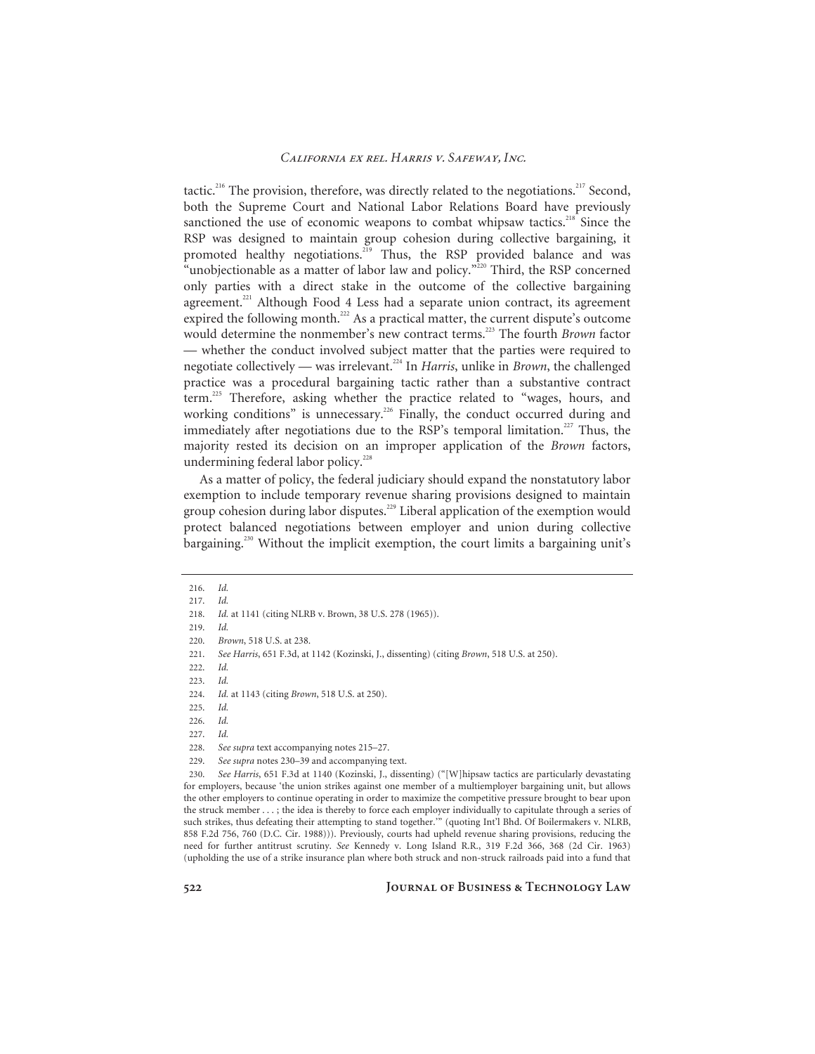tactic.[216] The provision, therefore, was directly related to the negotiations.[217] Second, both the Supreme Court and National Labor Relations Board have previously sanctioned the use of economic weapons to combat whipsaw tactics.[218] Since the RSP was designed to maintain group cohesion during collective bargaining, it promoted healthy negotiations.[219] Thus, the RSP provided balance and was "unobjectionable as a matter of labor law and policy."[220] Third, the RSP concerned only parties with a direct stake in the outcome of the collective bargaining agreement.[221] Although Food 4 Less had a separate union contract, its agreement expired the following month.[222] As a practical matter, the current dispute's outcome would determine the nonmember's new contract terms.[223] The fourth *Brown* factor — whether the conduct involved subject matter that the parties were required to negotiate collectively — was irrelevant.[224] In *Harris*, unlike in *Brown*, the challenged practice was a procedural bargaining tactic rather than a substantive contract term.[225] Therefore, asking whether the practice related to "wages, hours, and working conditions" is unnecessary.[226] Finally, the conduct occurred during and immediately after negotiations due to the RSP's temporal limitation.[227] Thus, the majority rested its decision on an improper application of the *Brown* factors, undermining federal labor policy.[228]

As a matter of policy, the federal judiciary should expand the nonstatutory labor exemption to include temporary revenue sharing provisions designed to maintain group cohesion during labor disputes.[229] Liberal application of the exemption would protect balanced negotiations between employer and union during collective bargaining.[230] Without the implicit exemption, the court limits a bargaining unit's

216. *Id.*

217. *Id.*

218. *Id.* at 1141 (citing NLRB v. Brown, 38 U.S. 278 (1965)).

219. *Id.*

220. *Brown*, 518 U.S. at 238.

221. *See Harris*, 651 F.3d, at 1142 (Kozinski, J., dissenting) (citing *Brown*, 518 U.S. at 250).

222. *Id.*

223. *Id.*

224. *Id.* at 1143 (citing *Brown*, 518 U.S. at 250).

225. *Id.*

226. *Id.*

227. *Id.*

228. *See supra* text accompanying notes 215–27.

229. *See supra* notes 230–39 and accompanying text.

230. *See Harris*, 651 F.3d at 1140 (Kozinski, J., dissenting) ("[W]hipsaw tactics are particularly devastating for employers, because 'the union strikes against one member of a multiemployer bargaining unit, but allows the other employers to continue operating in order to maximize the competitive pressure brought to bear upon the struck member . . . ; the idea is thereby to force each employer individually to capitulate through a series of such strikes, thus defeating their attempting to stand together.'" (quoting Int'l Bhd. Of Boilermakers v. NLRB, 858 F.2d 756, 760 (D.C. Cir. 1988))). Previously, courts had upheld revenue sharing provisions, reducing the need for further antitrust scrutiny. *See* Kennedy v. Long Island R.R., 319 F.2d 366, 368 (2d Cir. 1963) (upholding the use of a strike insurance plan where both struck and non-struck railroads paid into a fund that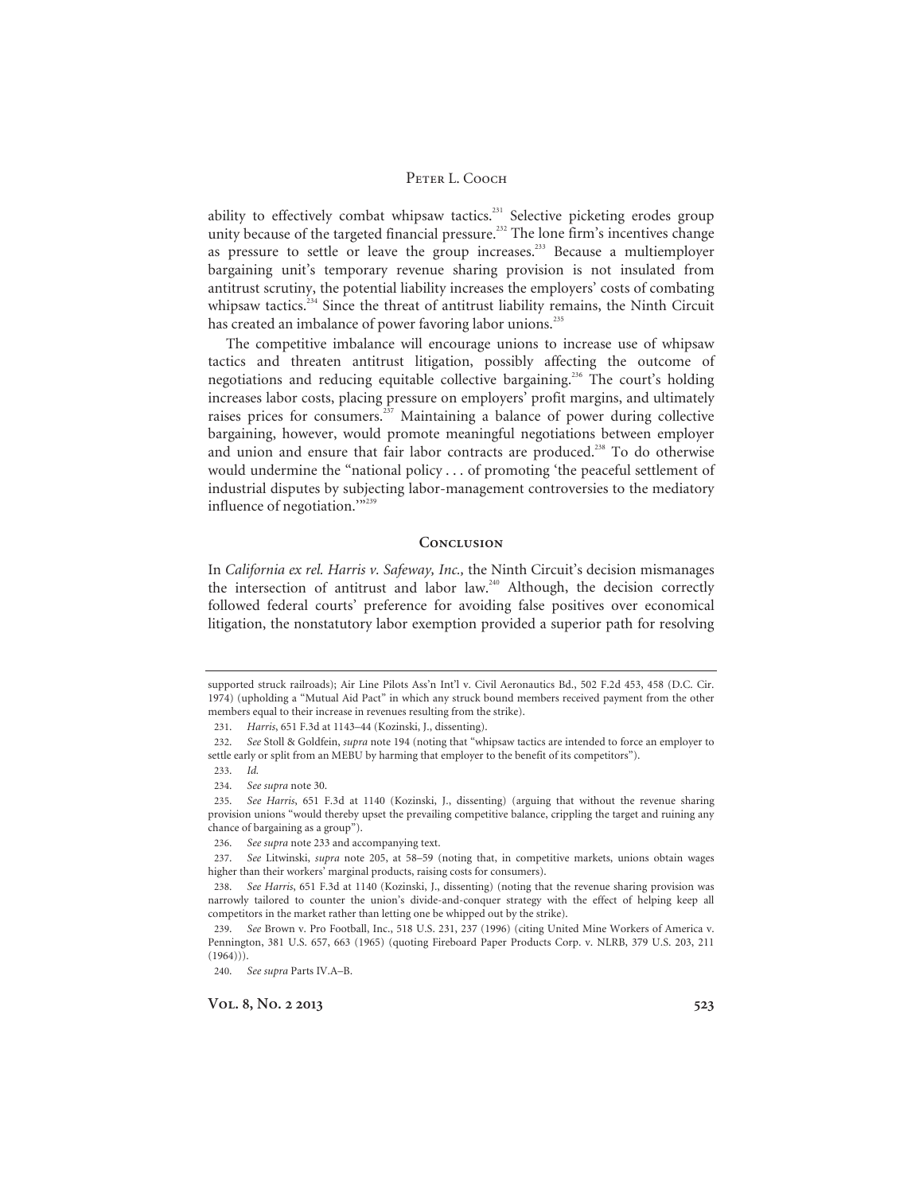ability to effectively combat whipsaw tactics.[231] Selective picketing erodes group unity because of the targeted financial pressure.[232] The lone firm's incentives change as pressure to settle or leave the group increases.[233] Because a multiemployer bargaining unit's temporary revenue sharing provision is not insulated from antitrust scrutiny, the potential liability increases the employers' costs of combating whipsaw tactics.[234] Since the threat of antitrust liability remains, the Ninth Circuit has created an imbalance of power favoring labor unions.[235]

The competitive imbalance will encourage unions to increase use of whipsaw tactics and threaten antitrust litigation, possibly affecting the outcome of negotiations and reducing equitable collective bargaining.[236] The court's holding increases labor costs, placing pressure on employers' profit margins, and ultimately raises prices for consumers.[237] Maintaining a balance of power during collective bargaining, however, would promote meaningful negotiations between employer and union and ensure that fair labor contracts are produced.[238] To do otherwise would undermine the "national policy . . . of promoting 'the peaceful settlement of industrial disputes by subjecting labor-management controversies to the mediatory influence of negotiation.'"[239]

## Conclusion

In *California ex rel. Harris v. Safeway, Inc.,* the Ninth Circuit's decision mismanages the intersection of antitrust and labor law.[240] Although, the decision correctly followed federal courts' preference for avoiding false positives over economical litigation, the nonstatutory labor exemption provided a superior path for resolving

---

supported struck railroads); Air Line Pilots Ass'n Int'l v. Civil Aeronautics Bd., 502 F.2d 453, 458 (D.C. Cir. 1974) (upholding a "Mutual Aid Pact" in which any struck bound members received payment from the other members equal to their increase in revenues resulting from the strike).

231. *Harris*, 651 F.3d at 1143–44 (Kozinski, J., dissenting).

232. *See* Stoll & Goldfein, *supra* note 194 (noting that "whipsaw tactics are intended to force an employer to settle early or split from an MEBU by harming that employer to the benefit of its competitors").

233. *Id.*

234. *See supra* note 30.

235. *See Harris*, 651 F.3d at 1140 (Kozinski, J., dissenting) (arguing that without the revenue sharing provision unions "would thereby upset the prevailing competitive balance, crippling the target and ruining any chance of bargaining as a group").

236. *See supra* note 233 and accompanying text.

237. *See* Litwinski, *supra* note 205, at 58–59 (noting that, in competitive markets, unions obtain wages higher than their workers' marginal products, raising costs for consumers).

238. *See Harris*, 651 F.3d at 1140 (Kozinski, J., dissenting) (noting that the revenue sharing provision was narrowly tailored to counter the union's divide-and-conquer strategy with the effect of helping keep all competitors in the market rather than letting one be whipped out by the strike).

239. *See* Brown v. Pro Football, Inc., 518 U.S. 231, 237 (1996) (citing United Mine Workers of America v. Pennington, 381 U.S. 657, 663 (1965) (quoting Fireboard Paper Products Corp. v. NLRB, 379 U.S. 203, 211 (1964))).

240. *See supra* Parts IV.A–B.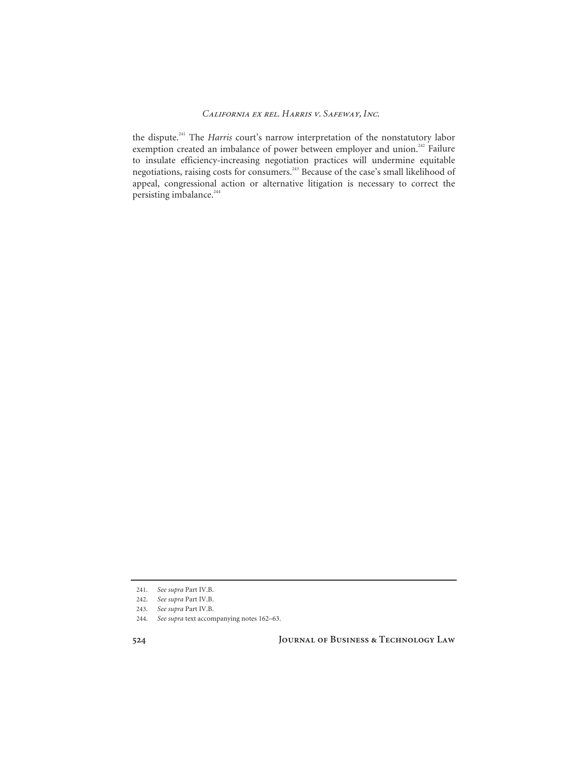the dispute.[241] The *Harris* court's narrow interpretation of the nonstatutory labor exemption created an imbalance of power between employer and union.[242] Failure to insulate efficiency-increasing negotiation practices will undermine equitable negotiations, raising costs for consumers.[243] Because of the case's small likelihood of appeal, congressional action or alternative litigation is necessary to correct the persisting imbalance.[244]

---

241. *See supra* Part IV.B.

242. *See supra* Part IV.B.

243. *See supra* Part IV.B.

244. *See supra* text accompanying notes 162–63.